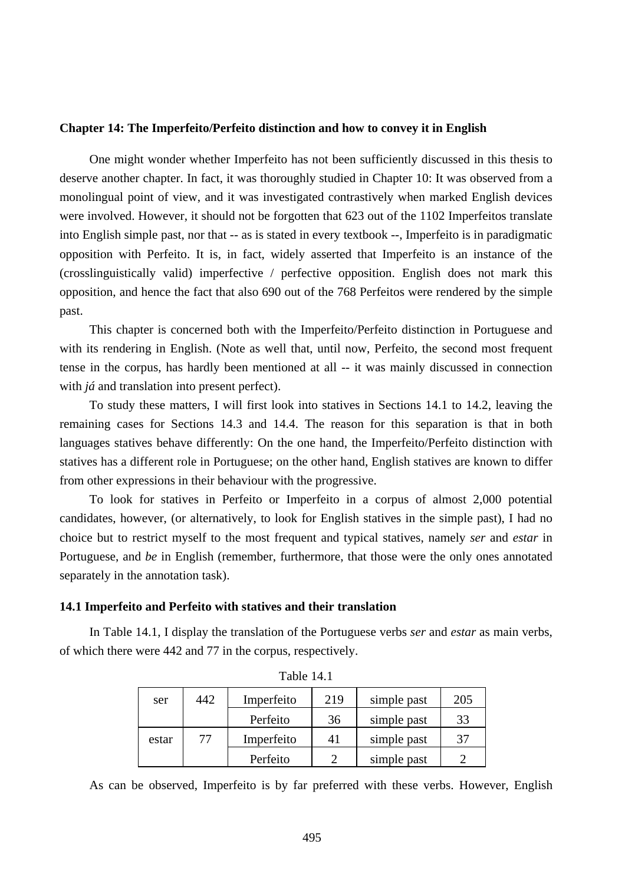## Chapter 14: The Imperfeito/Perfeito distinction and how to convey it in English

One might wonder whether Imperfeito has not been sufficiently discussed in this thesis to deserve another chapter. In fact, it was thoroughly studied in Chapter 10: It was observed from a monolingual point of view, and it was investigated contrastively when marked English devices were involved. However, it should not be forgotten that 623 out of the 1102 Imperfeitos translate into English simple past, nor that -- as is stated in every textbook --, Imperfeito is in paradigmatic opposition with Perfeito. It is, in fact, widely asserted that Imperfeito is an instance of the (crosslinguistically valid) imperfective / perfective opposition. English does not mark this opposition, and hence the fact that also 690 out of the 768 Perfeitos were rendered by the simple past.

This chapter is concerned both with the Imperfeito/Perfeito distinction in Portuguese and with its rendering in English. (Note as well that, until now, Perfeito, the second most frequent tense in the corpus, has hardly been mentioned at all -- it was mainly discussed in connection with *já* and translation into present perfect).

To study these matters, I will first look into statives in Sections 14.1 to 14.2, leaving the remaining cases for Sections 14.3 and 14.4. The reason for this separation is that in both languages statives behave differently: On the one hand, the Imperfeito/Perfeito distinction with statives has a different role in Portuguese; on the other hand, English statives are known to differ from other expressions in their behaviour with the progressive.

To look for statives in Perfeito or Imperfeito in a corpus of almost 2,000 potential candidates, however, (or alternatively, to look for English statives in the simple past), I had no choice but to restrict myself to the most frequent and typical statives, namely *ser* and *estar* in Portuguese, and *be* in English (remember, furthermore, that those were the only ones annotated separately in the annotation task).

### 14.1 Imperfeito and Perfeito with statives and their translation

In Table 14.1, I display the translation of the Portuguese verbs *ser* and *estar* as main verbs, of which there were 442 and 77 in the corpus, respectively.

Table 14.1

| | | | | | |
|---|---|---|---|---|---|
| ser | 442 | Imperfeito | 219 | simple past | 205 |
| | | Perfeito | 36 | simple past | 33 |
| estar | 77 | Imperfeito | 41 | simple past | 37 |
| | | Perfeito | 2 | simple past | 2 |

As can be observed, Imperfeito is by far preferred with these verbs. However, English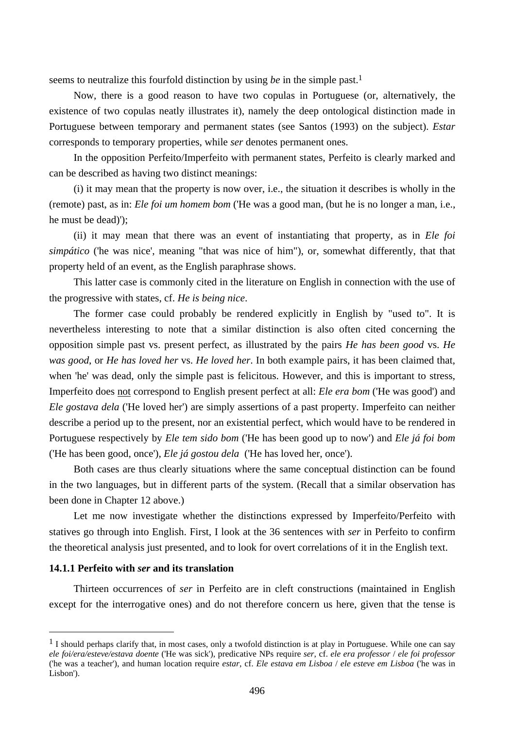seems to neutralize this fourfold distinction by using *be* in the simple past.[1]

Now, there is a good reason to have two copulas in Portuguese (or, alternatively, the existence of two copulas neatly illustrates it), namely the deep ontological distinction made in Portuguese between temporary and permanent states (see Santos (1993) on the subject). *Estar* corresponds to temporary properties, while *ser* denotes permanent ones.

In the opposition Perfeito/Imperfeito with permanent states, Perfeito is clearly marked and can be described as having two distinct meanings:

(i) it may mean that the property is now over, i.e., the situation it describes is wholly in the (remote) past, as in: *Ele foi um homem bom* ('He was a good man, (but he is no longer a man, i.e., he must be dead)');

(ii) it may mean that there was an event of instantiating that property, as in *Ele foi simpático* ('he was nice', meaning "that was nice of him"), or, somewhat differently, that that property held of an event, as the English paraphrase shows.

This latter case is commonly cited in the literature on English in connection with the use of the progressive with states, cf. *He is being nice*.

The former case could probably be rendered explicitly in English by "used to". It is nevertheless interesting to note that a similar distinction is also often cited concerning the opposition simple past vs. present perfect, as illustrated by the pairs *He has been good* vs. *He was good*, or *He has loved her* vs. *He loved her*. In both example pairs, it has been claimed that, when 'he' was dead, only the simple past is felicitous. However, and this is important to stress, Imperfeito does <u>not</u> correspond to English present perfect at all: *Ele era bom* ('He was good') and *Ele gostava dela* ('He loved her') are simply assertions of a past property. Imperfeito can neither describe a period up to the present, nor an existential perfect, which would have to be rendered in Portuguese respectively by *Ele tem sido bom* ('He has been good up to now') and *Ele já foi bom* ('He has been good, once'), *Ele já gostou dela* ('He has loved her, once').

Both cases are thus clearly situations where the same conceptual distinction can be found in the two languages, but in different parts of the system. (Recall that a similar observation has been done in Chapter 12 above.)

Let me now investigate whether the distinctions expressed by Imperfeito/Perfeito with statives go through into English. First, I look at the 36 sentences with *ser* in Perfeito to confirm the theoretical analysis just presented, and to look for overt correlations of it in the English text.

### 14.1.1 Perfeito with *ser* and its translation

Thirteen occurrences of *ser* in Perfeito are in cleft constructions (maintained in English except for the interrogative ones) and do not therefore concern us here, given that the tense is

---

[1] I should perhaps clarify that, in most cases, only a twofold distinction is at play in Portuguese. While one can say *ele foi/era/esteve/estava doente* ('He was sick'), predicative NPs require *ser*, cf. *ele era professor* / *ele foi professor* ('he was a teacher'), and human location require *estar*, cf. *Ele estava em Lisboa* / *ele esteve em Lisboa* ('he was in Lisbon').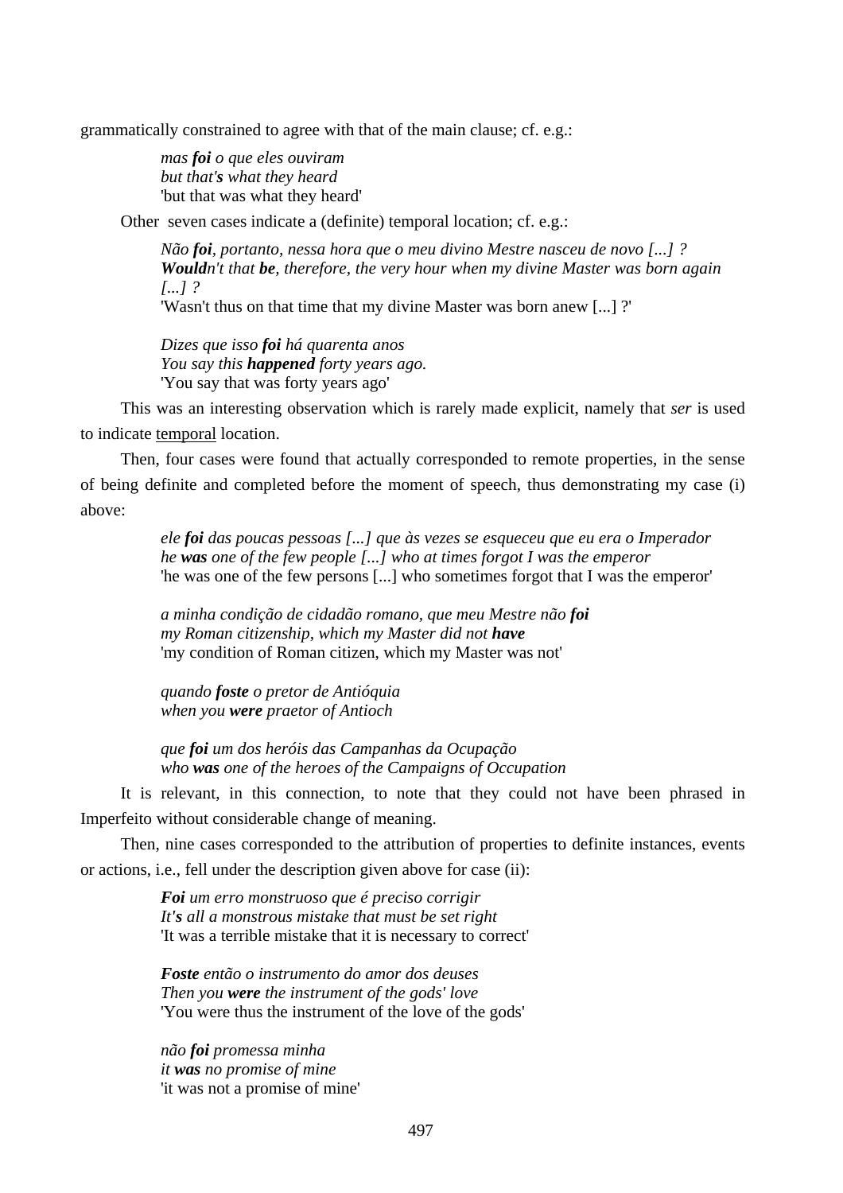grammatically constrained to agree with that of the main clause; cf. e.g.:

> *mas **foi** o que eles ouviram*
> *but that'**s** what they heard*
> 'but that was what they heard'

Other seven cases indicate a (definite) temporal location; cf. e.g.:

> *Não **foi**, portanto, nessa hora que o meu divino Mestre nasceu de novo [...] ?*
> ***Would**n't that **be**, therefore, the very hour when my divine Master was born again [...] ?*
> 'Wasn't thus on that time that my divine Master was born anew [...] ?'
>
> *Dizes que isso **foi** há quarenta anos*
> *You say this **happened** forty years ago.*
> 'You say that was forty years ago'

This was an interesting observation which is rarely made explicit, namely that *ser* is used to indicate temporal location.

Then, four cases were found that actually corresponded to remote properties, in the sense of being definite and completed before the moment of speech, thus demonstrating my case (i) above:

> *ele **foi** das poucas pessoas [...] que às vezes se esqueceu que eu era o Imperador*
> *he **was** one of the few people [...] who at times forgot I was the emperor*
> 'he was one of the few persons [...] who sometimes forgot that I was the emperor'
>
> *a minha condição de cidadão romano, que meu Mestre não **foi***
> *my Roman citizenship, which my Master did not **have***
> 'my condition of Roman citizen, which my Master was not'
>
> *quando **foste** o pretor de Antióquia*
> *when you **were** praetor of Antioch*
>
> *que **foi** um dos heróis das Campanhas da Ocupação*
> *who **was** one of the heroes of the Campaigns of Occupation*

It is relevant, in this connection, to note that they could not have been phrased in Imperfeito without considerable change of meaning.

Then, nine cases corresponded to the attribution of properties to definite instances, events or actions, i.e., fell under the description given above for case (ii):

> ***Foi** um erro monstruoso que é preciso corrigir*
> *It'**s** all a monstrous mistake that must be set right*
> 'It was a terrible mistake that it is necessary to correct'
>
> ***Foste** então o instrumento do amor dos deuses*
> *Then you **were** the instrument of the gods' love*
> 'You were thus the instrument of the love of the gods'
>
> *não **foi** promessa minha*
> *it **was** no promise of mine*
> 'it was not a promise of mine'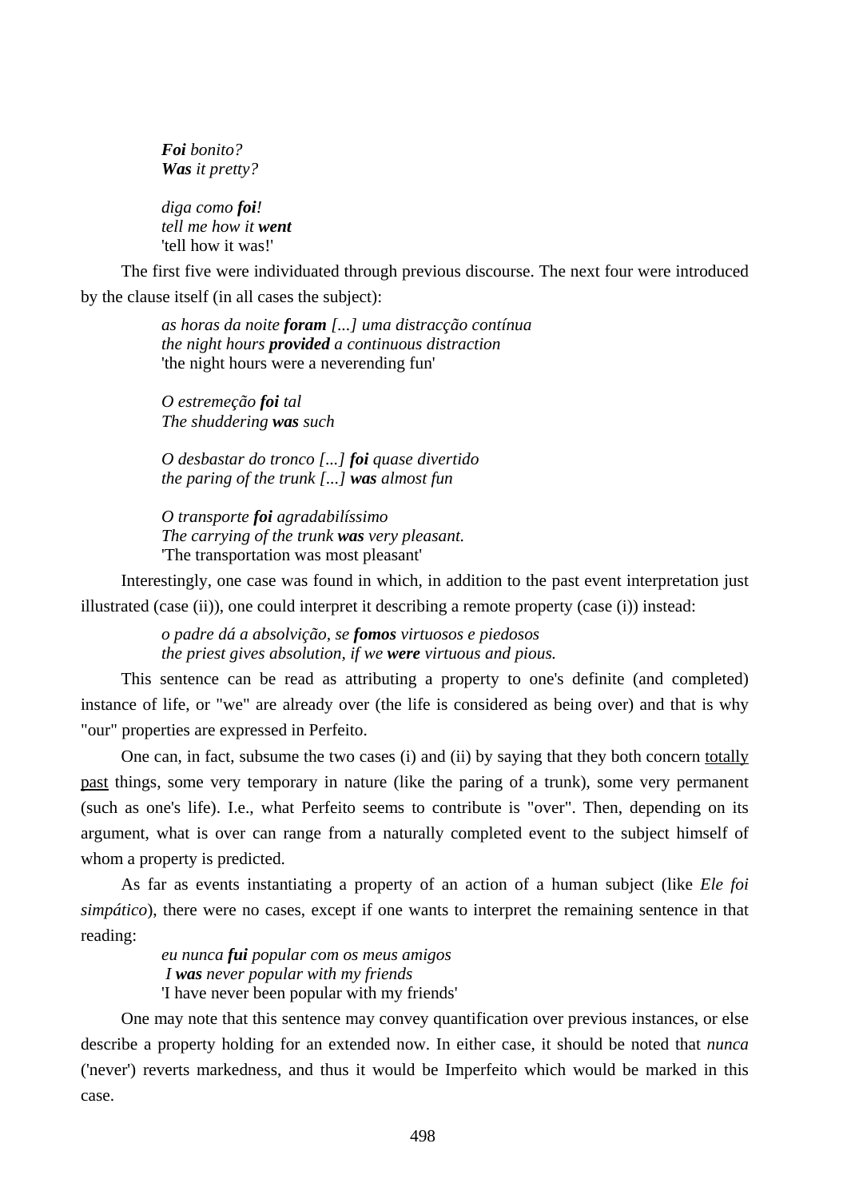> ***Foi*** *bonito?*
> ***Was*** *it pretty?*

> *diga como* ***foi****!*
> *tell me how it* ***went***
> 'tell how it was!'

The first five were individuated through previous discourse. The next four were introduced by the clause itself (in all cases the subject):

> *as horas da noite* ***foram*** *[...] uma distracção contínua*
> *the night hours* ***provided*** *a continuous distraction*
> 'the night hours were a neverending fun'

> *O estremeção* ***foi*** *tal*
> *The shuddering* ***was*** *such*

> *O desbastar do tronco [...]* ***foi*** *quase divertido*
> *the paring of the trunk [...]* ***was*** *almost fun*

> *O transporte* ***foi*** *agradabilíssimo*
> *The carrying of the trunk* ***was*** *very pleasant.*
> 'The transportation was most pleasant'

Interestingly, one case was found in which, in addition to the past event interpretation just illustrated (case (ii)), one could interpret it describing a remote property (case (i)) instead:

> *o padre dá a absolvição, se* ***fomos*** *virtuosos e piedosos*
> *the priest gives absolution, if we* ***were*** *virtuous and pious.*

This sentence can be read as attributing a property to one's definite (and completed) instance of life, or "we" are already over (the life is considered as being over) and that is why "our" properties are expressed in Perfeito.

One can, in fact, subsume the two cases (i) and (ii) by saying that they both concern <u>totally past</u> things, some very temporary in nature (like the paring of a trunk), some very permanent (such as one's life). I.e., what Perfeito seems to contribute is "over". Then, depending on its argument, what is over can range from a naturally completed event to the subject himself of whom a property is predicted.

As far as events instantiating a property of an action of a human subject (like *Ele foi simpático*), there were no cases, except if one wants to interpret the remaining sentence in that reading:

> *eu nunca* ***fui*** *popular com os meus amigos*
> *I* ***was*** *never popular with my friends*
> 'I have never been popular with my friends'

One may note that this sentence may convey quantification over previous instances, or else describe a property holding for an extended now. In either case, it should be noted that *nunca* ('never') reverts markedness, and thus it would be Imperfeito which would be marked in this case.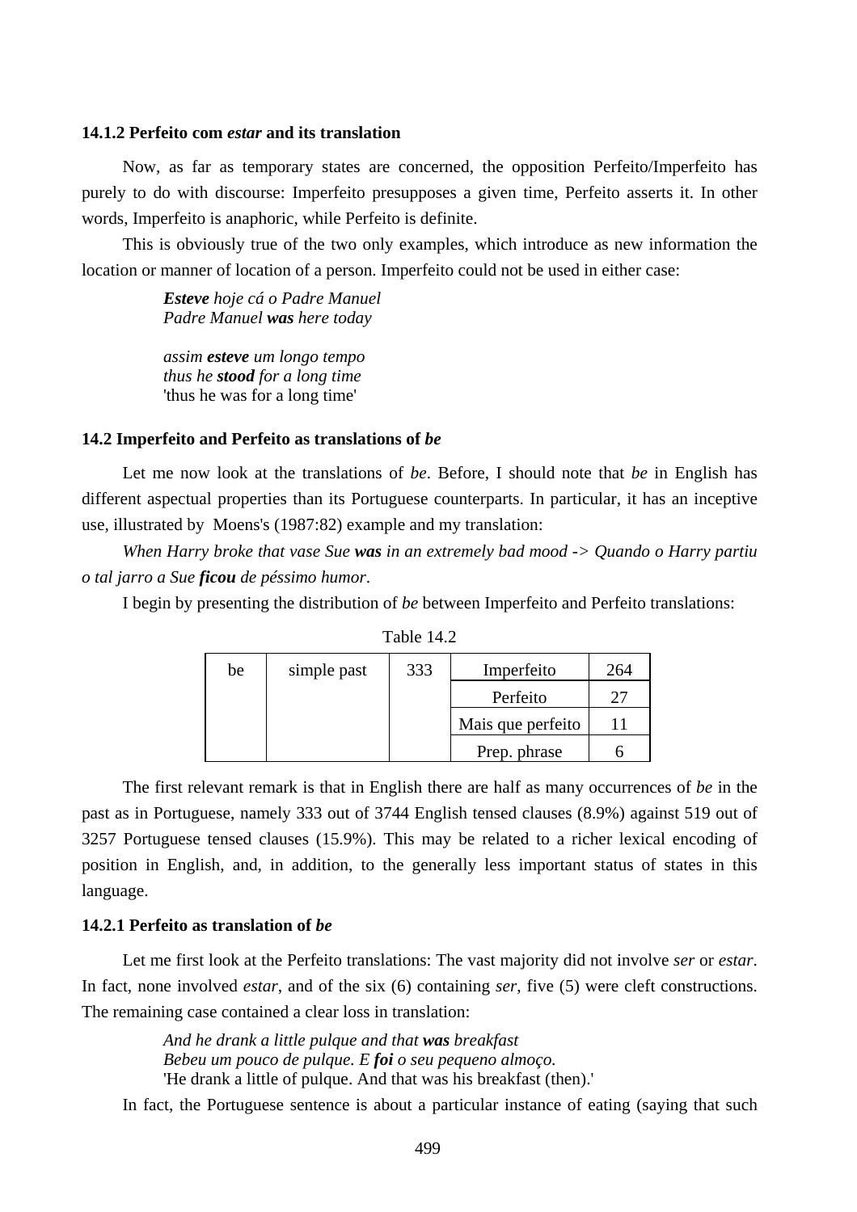### 14.1.2 Perfeito com *estar* and its translation

Now, as far as temporary states are concerned, the opposition Perfeito/Imperfeito has purely to do with discourse: Imperfeito presupposes a given time, Perfeito asserts it. In other words, Imperfeito is anaphoric, while Perfeito is definite.

This is obviously true of the two only examples, which introduce as new information the location or manner of location of a person. Imperfeito could not be used in either case:

> ***Esteve*** *hoje cá o Padre Manuel*
> *Padre Manuel* ***was*** *here today*
>
> *assim* ***esteve*** *um longo tempo*
> *thus he* ***stood*** *for a long time*
> 'thus he was for a long time'

### 14.2 Imperfeito and Perfeito as translations of *be*

Let me now look at the translations of *be*. Before, I should note that *be* in English has different aspectual properties than its Portuguese counterparts. In particular, it has an inceptive use, illustrated by Moens's (1987:82) example and my translation:

*When Harry broke that vase Sue* ***was*** *in an extremely bad mood -> Quando o Harry partiu o tal jarro a Sue* ***ficou*** *de péssimo humor.*

I begin by presenting the distribution of *be* between Imperfeito and Perfeito translations:

Table 14.2

| be | simple past | 333 | Imperfeito | 264 |
|---|---|---|---|---|
| | | | Perfeito | 27 |
| | | | Mais que perfeito | 11 |
| | | | Prep. phrase | 6 |

The first relevant remark is that in English there are half as many occurrences of *be* in the past as in Portuguese, namely 333 out of 3744 English tensed clauses (8.9%) against 519 out of 3257 Portuguese tensed clauses (15.9%). This may be related to a richer lexical encoding of position in English, and, in addition, to the generally less important status of states in this language.

### 14.2.1 Perfeito as translation of *be*

Let me first look at the Perfeito translations: The vast majority did not involve *ser* or *estar*. In fact, none involved *estar*, and of the six (6) containing *ser*, five (5) were cleft constructions. The remaining case contained a clear loss in translation:

> *And he drank a little pulque and that* ***was*** *breakfast*
> *Bebeu um pouco de pulque. E* ***foi*** *o seu pequeno almoço.*
> 'He drank a little of pulque. And that was his breakfast (then).'

In fact, the Portuguese sentence is about a particular instance of eating (saying that such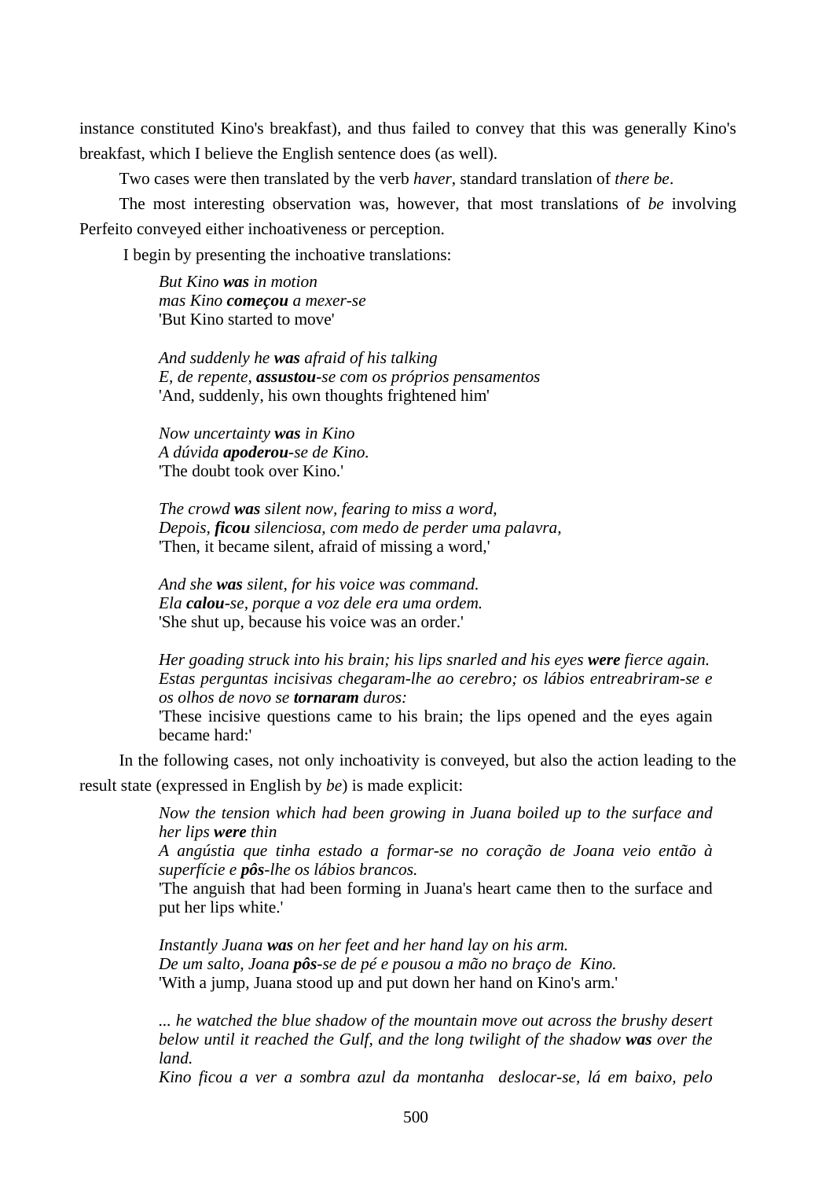instance constituted Kino's breakfast), and thus failed to convey that this was generally Kino's breakfast, which I believe the English sentence does (as well).

Two cases were then translated by the verb *haver*, standard translation of *there be*.

The most interesting observation was, however, that most translations of *be* involving Perfeito conveyed either inchoativeness or perception.

I begin by presenting the inchoative translations:

> *But Kino **was** in motion*
> *mas Kino **começou** a mexer-se*
> 'But Kino started to move'
>
> *And suddenly he **was** afraid of his talking*
> *E, de repente, **assustou**-se com os próprios pensamentos*
> 'And, suddenly, his own thoughts frightened him'
>
> *Now uncertainty **was** in Kino*
> *A dúvida **apoderou**-se de Kino.*
> 'The doubt took over Kino.'
>
> *The crowd **was** silent now, fearing to miss a word,*
> *Depois, **ficou** silenciosa, com medo de perder uma palavra,*
> 'Then, it became silent, afraid of missing a word,'
>
> *And she **was** silent, for his voice was command.*
> *Ela **calou**-se, porque a voz dele era uma ordem.*
> 'She shut up, because his voice was an order.'
>
> *Her goading struck into his brain; his lips snarled and his eyes **were** fierce again.*
> *Estas perguntas incisivas chegaram-lhe ao cerebro; os lábios entreabriram-se e os olhos de novo se **tornaram** duros:*
> 'These incisive questions came to his brain; the lips opened and the eyes again became hard:'

In the following cases, not only inchoativity is conveyed, but also the action leading to the result state (expressed in English by *be*) is made explicit:

> *Now the tension which had been growing in Juana boiled up to the surface and her lips **were** thin*
> *A angústia que tinha estado a formar-se no coração de Joana veio então à superfície e **pôs**-lhe os lábios brancos.*
> 'The anguish that had been forming in Juana's heart came then to the surface and put her lips white.'
>
> *Instantly Juana **was** on her feet and her hand lay on his arm.*
> *De um salto, Joana **pôs**-se de pé e pousou a mão no braço de Kino.*
> 'With a jump, Juana stood up and put down her hand on Kino's arm.'
>
> *... he watched the blue shadow of the mountain move out across the brushy desert below until it reached the Gulf, and the long twilight of the shadow **was** over the land.*
> *Kino ficou a ver a sombra azul da montanha deslocar-se, lá em baixo, pelo*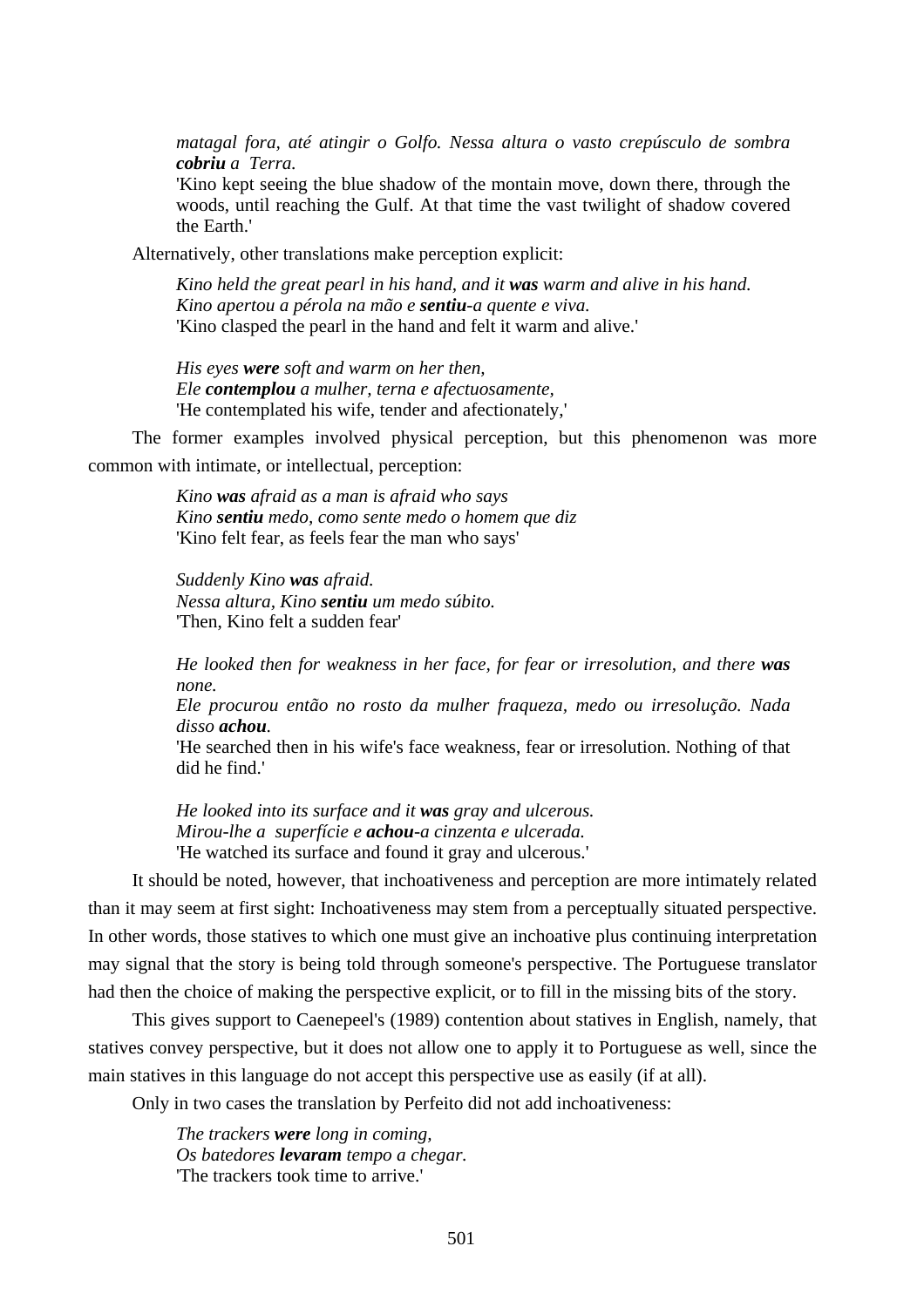> *matagal fora, até atingir o Golfo. Nessa altura o vasto crepúsculo de sombra **cobriu** a Terra.*
> 'Kino kept seeing the blue shadow of the montain move, down there, through the woods, until reaching the Gulf. At that time the vast twilight of shadow covered the Earth.'

Alternatively, other translations make perception explicit:

> *Kino held the great pearl in his hand, and it **was** warm and alive in his hand.*
> *Kino apertou a pérola na mão e **sentiu**-a quente e viva.*
> 'Kino clasped the pearl in the hand and felt it warm and alive.'

> *His eyes **were** soft and warm on her then,*
> *Ele **contemplou** a mulher, terna e afectuosamente,*
> 'He contemplated his wife, tender and afectionately,'

The former examples involved physical perception, but this phenomenon was more common with intimate, or intellectual, perception:

> *Kino **was** afraid as a man is afraid who says*
> *Kino **sentiu** medo, como sente medo o homem que diz*
> 'Kino felt fear, as feels fear the man who says'

> *Suddenly Kino **was** afraid.*
> *Nessa altura, Kino **sentiu** um medo súbito.*
> 'Then, Kino felt a sudden fear'

> *He looked then for weakness in her face, for fear or irresolution, and there **was** none.*
> *Ele procurou então no rosto da mulher fraqueza, medo ou irresolução. Nada disso **achou**.*
> 'He searched then in his wife's face weakness, fear or irresolution. Nothing of that did he find.'

> *He looked into its surface and it **was** gray and ulcerous.*
> *Mirou-lhe a superfície e **achou**-a cinzenta e ulcerada.*
> 'He watched its surface and found it gray and ulcerous.'

It should be noted, however, that inchoativeness and perception are more intimately related than it may seem at first sight: Inchoativeness may stem from a perceptually situated perspective. In other words, those statives to which one must give an inchoative plus continuing interpretation may signal that the story is being told through someone's perspective. The Portuguese translator had then the choice of making the perspective explicit, or to fill in the missing bits of the story.

This gives support to Caenepeel's (1989) contention about statives in English, namely, that statives convey perspective, but it does not allow one to apply it to Portuguese as well, since the main statives in this language do not accept this perspective use as easily (if at all).

Only in two cases the translation by Perfeito did not add inchoativeness:

> *The trackers **were** long in coming,*
> *Os batedores **levaram** tempo a chegar.*
> 'The trackers took time to arrive.'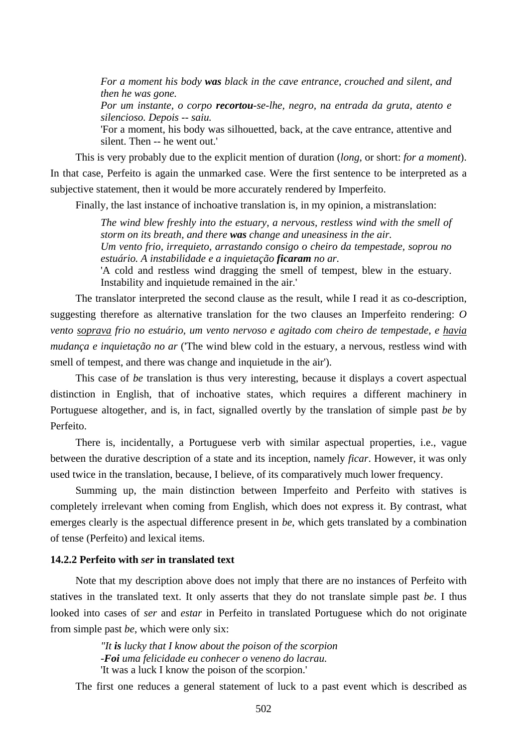> *For a moment his body* ***was*** *black in the cave entrance, crouched and silent, and then he was gone.*
> *Por um instante, o corpo* ***recortou****-se-lhe, negro, na entrada da gruta, atento e silencioso. Depois -- saiu.*
> 'For a moment, his body was silhouetted, back, at the cave entrance, attentive and silent. Then -- he went out.'

This is very probably due to the explicit mention of duration (*long*, or short: *for a moment*). In that case, Perfeito is again the unmarked case. Were the first sentence to be interpreted as a subjective statement, then it would be more accurately rendered by Imperfeito.

Finally, the last instance of inchoative translation is, in my opinion, a mistranslation:

> *The wind blew freshly into the estuary, a nervous, restless wind with the smell of storm on its breath, and there* ***was*** *change and uneasiness in the air.*
> *Um vento frio, irrequieto, arrastando consigo o cheiro da tempestade, soprou no estuário. A instabilidade e a inquietação* ***ficaram*** *no ar.*
> 'A cold and restless wind dragging the smell of tempest, blew in the estuary. Instability and inquietude remained in the air.'

The translator interpreted the second clause as the result, while I read it as co-description, suggesting therefore as alternative translation for the two clauses an Imperfeito rendering: *O vento <u>soprava</u> frio no estuário, um vento nervoso e agitado com cheiro de tempestade, e <u>havia</u> mudança e inquietação no ar* ('The wind blew cold in the estuary, a nervous, restless wind with smell of tempest, and there was change and inquietude in the air').

This case of *be* translation is thus very interesting, because it displays a covert aspectual distinction in English, that of inchoative states, which requires a different machinery in Portuguese altogether, and is, in fact, signalled overtly by the translation of simple past *be* by Perfeito.

There is, incidentally, a Portuguese verb with similar aspectual properties, i.e., vague between the durative description of a state and its inception, namely *ficar*. However, it was only used twice in the translation, because, I believe, of its comparatively much lower frequency.

Summing up, the main distinction between Imperfeito and Perfeito with statives is completely irrelevant when coming from English, which does not express it. By contrast, what emerges clearly is the aspectual difference present in *be*, which gets translated by a combination of tense (Perfeito) and lexical items.

### 14.2.2 Perfeito with *ser* in translated text

Note that my description above does not imply that there are no instances of Perfeito with statives in the translated text. It only asserts that they do not translate simple past *be*. I thus looked into cases of *ser* and *estar* in Perfeito in translated Portuguese which do not originate from simple past *be*, which were only six:

> *"It* ***is*** *lucky that I know about the poison of the scorpion*
> *-****Foi*** *uma felicidade eu conhecer o veneno do lacrau.*
> 'It was a luck I know the poison of the scorpion.'

The first one reduces a general statement of luck to a past event which is described as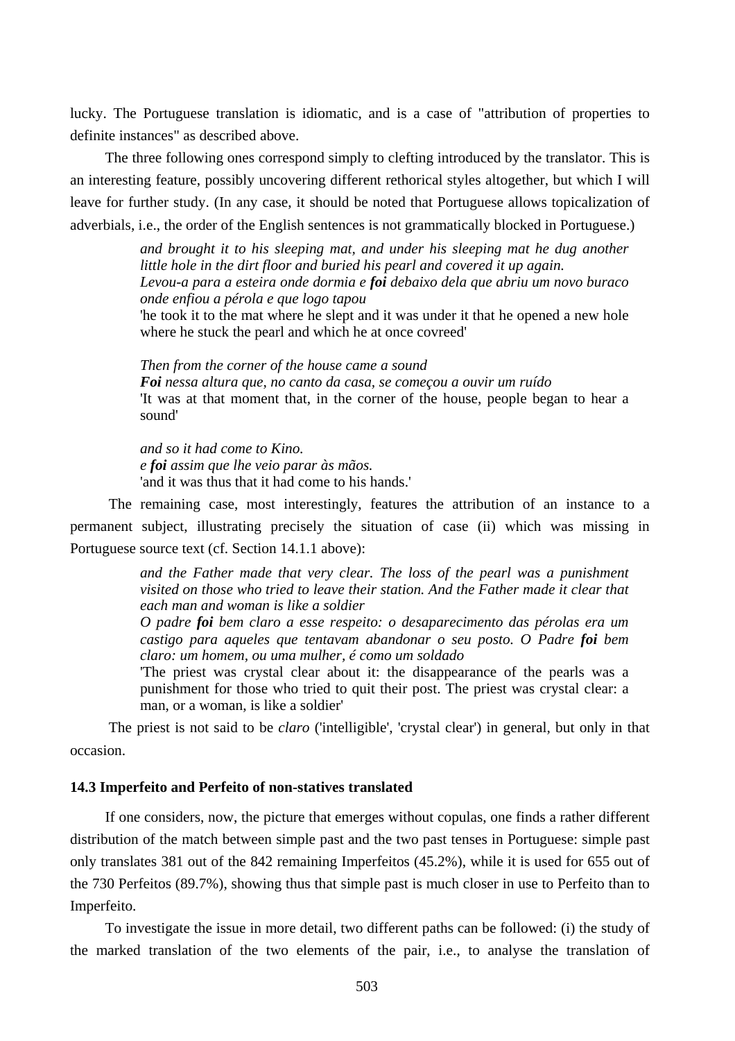lucky. The Portuguese translation is idiomatic, and is a case of "attribution of properties to definite instances" as described above.

The three following ones correspond simply to clefting introduced by the translator. This is an interesting feature, possibly uncovering different rethorical styles altogether, but which I will leave for further study. (In any case, it should be noted that Portuguese allows topicalization of adverbials, i.e., the order of the English sentences is not grammatically blocked in Portuguese.)

> *and brought it to his sleeping mat, and under his sleeping mat he dug another little hole in the dirt floor and buried his pearl and covered it up again.*
> *Levou-a para a esteira onde dormia e **foi** debaixo dela que abriu um novo buraco onde enfiou a pérola e que logo tapou*
> 'he took it to the mat where he slept and it was under it that he opened a new hole where he stuck the pearl and which he at once covreed'

> *Then from the corner of the house came a sound*
> ***Foi** nessa altura que, no canto da casa, se começou a ouvir um ruído*
> 'It was at that moment that, in the corner of the house, people began to hear a sound'

> *and so it had come to Kino.*
> *e **foi** assim que lhe veio parar às mãos.*
> 'and it was thus that it had come to his hands.'

The remaining case, most interestingly, features the attribution of an instance to a permanent subject, illustrating precisely the situation of case (ii) which was missing in Portuguese source text (cf. Section 14.1.1 above):

> *and the Father made that very clear. The loss of the pearl was a punishment visited on those who tried to leave their station. And the Father made it clear that each man and woman is like a soldier*
> *O padre **foi** bem claro a esse respeito: o desaparecimento das pérolas era um castigo para aqueles que tentavam abandonar o seu posto. O Padre **foi** bem claro: um homem, ou uma mulher, é como um soldado*
> 'The priest was crystal clear about it: the disappearance of the pearls was a punishment for those who tried to quit their post. The priest was crystal clear: a man, or a woman, is like a soldier'

The priest is not said to be *claro* ('intelligible', 'crystal clear') in general, but only in that occasion.

### 14.3 Imperfeito and Perfeito of non-statives translated

If one considers, now, the picture that emerges without copulas, one finds a rather different distribution of the match between simple past and the two past tenses in Portuguese: simple past only translates 381 out of the 842 remaining Imperfeitos (45.2%), while it is used for 655 out of the 730 Perfeitos (89.7%), showing thus that simple past is much closer in use to Perfeito than to Imperfeito.

To investigate the issue in more detail, two different paths can be followed: (i) the study of the marked translation of the two elements of the pair, i.e., to analyse the translation of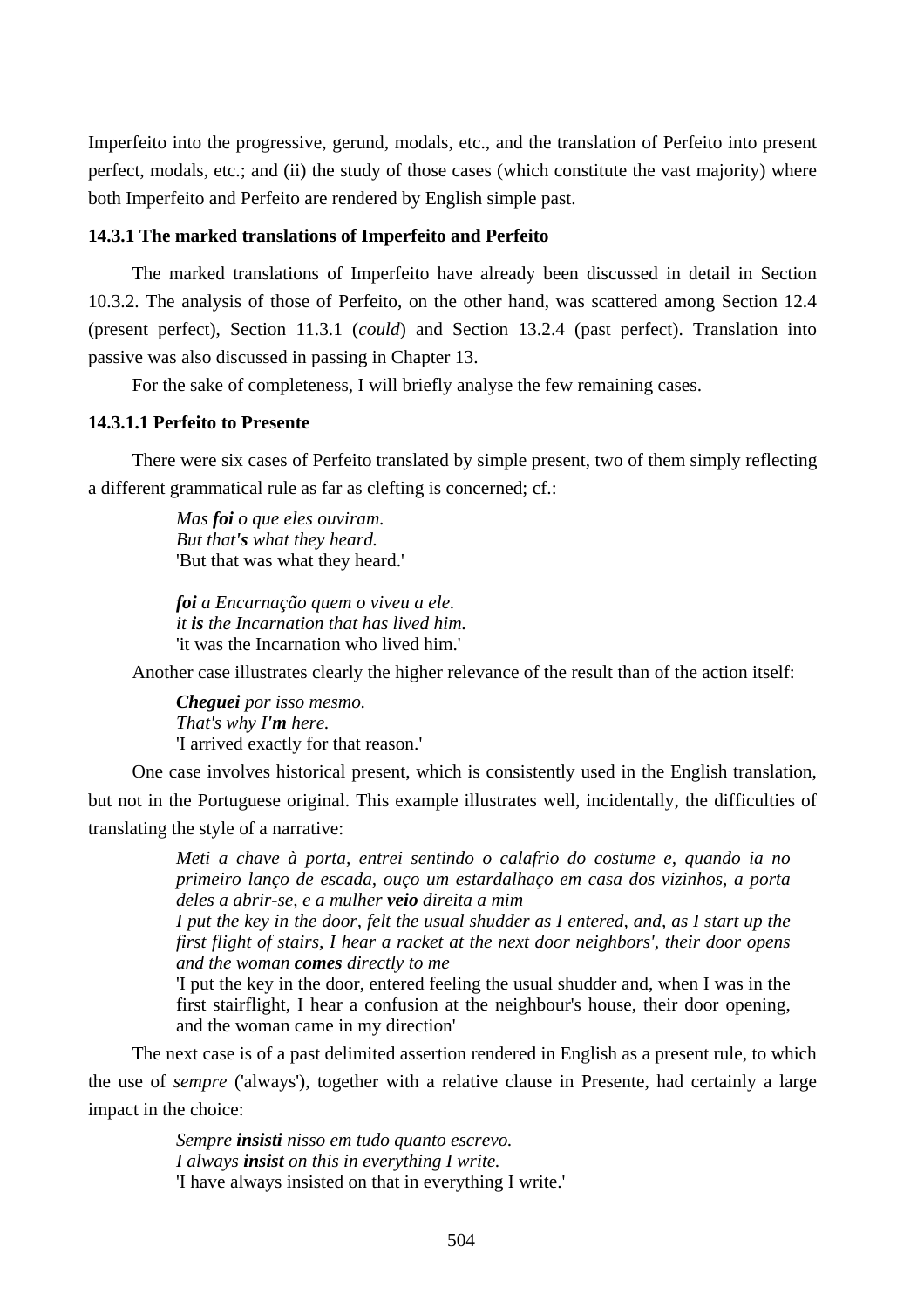Imperfeito into the progressive, gerund, modals, etc., and the translation of Perfeito into present perfect, modals, etc.; and (ii) the study of those cases (which constitute the vast majority) where both Imperfeito and Perfeito are rendered by English simple past.

### 14.3.1 The marked translations of Imperfeito and Perfeito

The marked translations of Imperfeito have already been discussed in detail in Section 10.3.2. The analysis of those of Perfeito, on the other hand, was scattered among Section 12.4 (present perfect), Section 11.3.1 (*could*) and Section 13.2.4 (past perfect). Translation into passive was also discussed in passing in Chapter 13.

For the sake of completeness, I will briefly analyse the few remaining cases.

#### 14.3.1.1 Perfeito to Presente

There were six cases of Perfeito translated by simple present, two of them simply reflecting a different grammatical rule as far as clefting is concerned; cf.:

> *Mas **foi** o que eles ouviram.*
> *But that'**s** what they heard.*
> 'But that was what they heard.'
>
> ***foi** a Encarnação quem o viveu a ele.*
> *it **is** the Incarnation that has lived him.*
> 'it was the Incarnation who lived him.'

Another case illustrates clearly the higher relevance of the result than of the action itself:

> ***Cheguei** por isso mesmo.*
> *That's why I'**m** here.*
> 'I arrived exactly for that reason.'

One case involves historical present, which is consistently used in the English translation, but not in the Portuguese original. This example illustrates well, incidentally, the difficulties of translating the style of a narrative:

> *Meti a chave à porta, entrei sentindo o calafrio do costume e, quando ia no primeiro lanço de escada, ouço um estardalhaço em casa dos vizinhos, a porta deles a abrir-se, e a mulher **veio** direita a mim*
> *I put the key in the door, felt the usual shudder as I entered, and, as I start up the first flight of stairs, I hear a racket at the next door neighbors', their door opens and the woman **comes** directly to me*
> 'I put the key in the door, entered feeling the usual shudder and, when I was in the first stairflight, I hear a confusion at the neighbour's house, their door opening, and the woman came in my direction'

The next case is of a past delimited assertion rendered in English as a present rule, to which the use of *sempre* ('always'), together with a relative clause in Presente, had certainly a large impact in the choice:

> *Sempre **insisti** nisso em tudo quanto escrevo.*
> *I always **insist** on this in everything I write.*
> 'I have always insisted on that in everything I write.'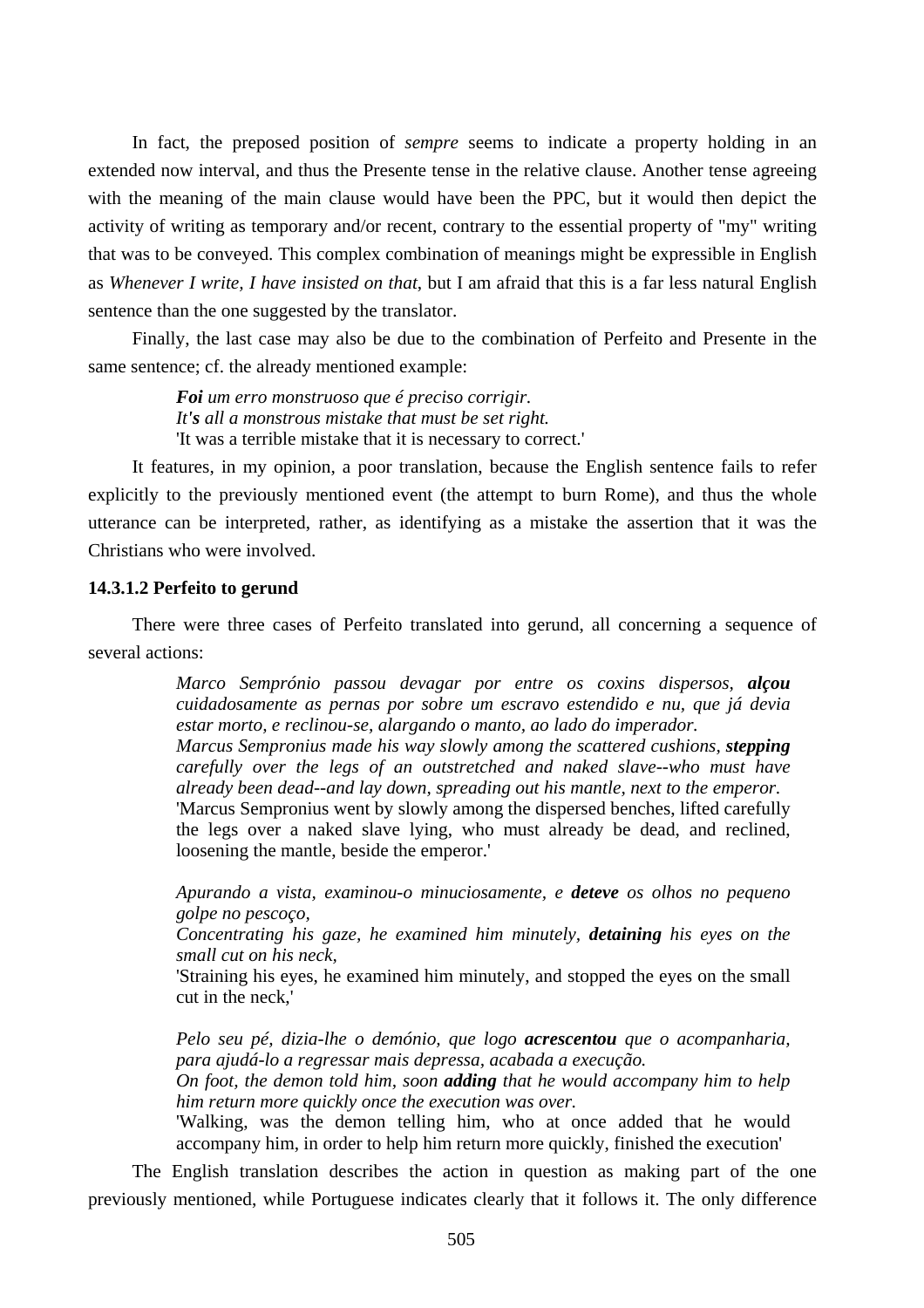In fact, the preposed position of *sempre* seems to indicate a property holding in an extended now interval, and thus the Presente tense in the relative clause. Another tense agreeing with the meaning of the main clause would have been the PPC, but it would then depict the activity of writing as temporary and/or recent, contrary to the essential property of "my" writing that was to be conveyed. This complex combination of meanings might be expressible in English as *Whenever I write, I have insisted on that*, but I am afraid that this is a far less natural English sentence than the one suggested by the translator.

Finally, the last case may also be due to the combination of Perfeito and Presente in the same sentence; cf. the already mentioned example:

> ***Foi*** *um erro monstruoso que é preciso corrigir.*
> *It'**s** all a monstrous mistake that must be set right.*
> 'It was a terrible mistake that it is necessary to correct.'

It features, in my opinion, a poor translation, because the English sentence fails to refer explicitly to the previously mentioned event (the attempt to burn Rome), and thus the whole utterance can be interpreted, rather, as identifying as a mistake the assertion that it was the Christians who were involved.

#### 14.3.1.2 Perfeito to gerund

There were three cases of Perfeito translated into gerund, all concerning a sequence of several actions:

> *Marco Semprónio passou devagar por entre os coxins dispersos, **alçou** cuidadosamente as pernas por sobre um escravo estendido e nu, que já devia estar morto, e reclinou-se, alargando o manto, ao lado do imperador.*
> *Marcus Sempronius made his way slowly among the scattered cushions, **stepping** carefully over the legs of an outstretched and naked slave--who must have already been dead--and lay down, spreading out his mantle, next to the emperor.*
> 'Marcus Sempronius went by slowly among the dispersed benches, lifted carefully the legs over a naked slave lying, who must already be dead, and reclined, loosening the mantle, beside the emperor.'
>
> *Apurando a vista, examinou-o minuciosamente, e **deteve** os olhos no pequeno golpe no pescoço,*
> *Concentrating his gaze, he examined him minutely, **detaining** his eyes on the small cut on his neck,*
> 'Straining his eyes, he examined him minutely, and stopped the eyes on the small cut in the neck,'
>
> *Pelo seu pé, dizia-lhe o demónio, que logo **acrescentou** que o acompanharia, para ajudá-lo a regressar mais depressa, acabada a execução.*
> *On foot, the demon told him, soon **adding** that he would accompany him to help him return more quickly once the execution was over.*
> 'Walking, was the demon telling him, who at once added that he would accompany him, in order to help him return more quickly, finished the execution'

The English translation describes the action in question as making part of the one previously mentioned, while Portuguese indicates clearly that it follows it. The only difference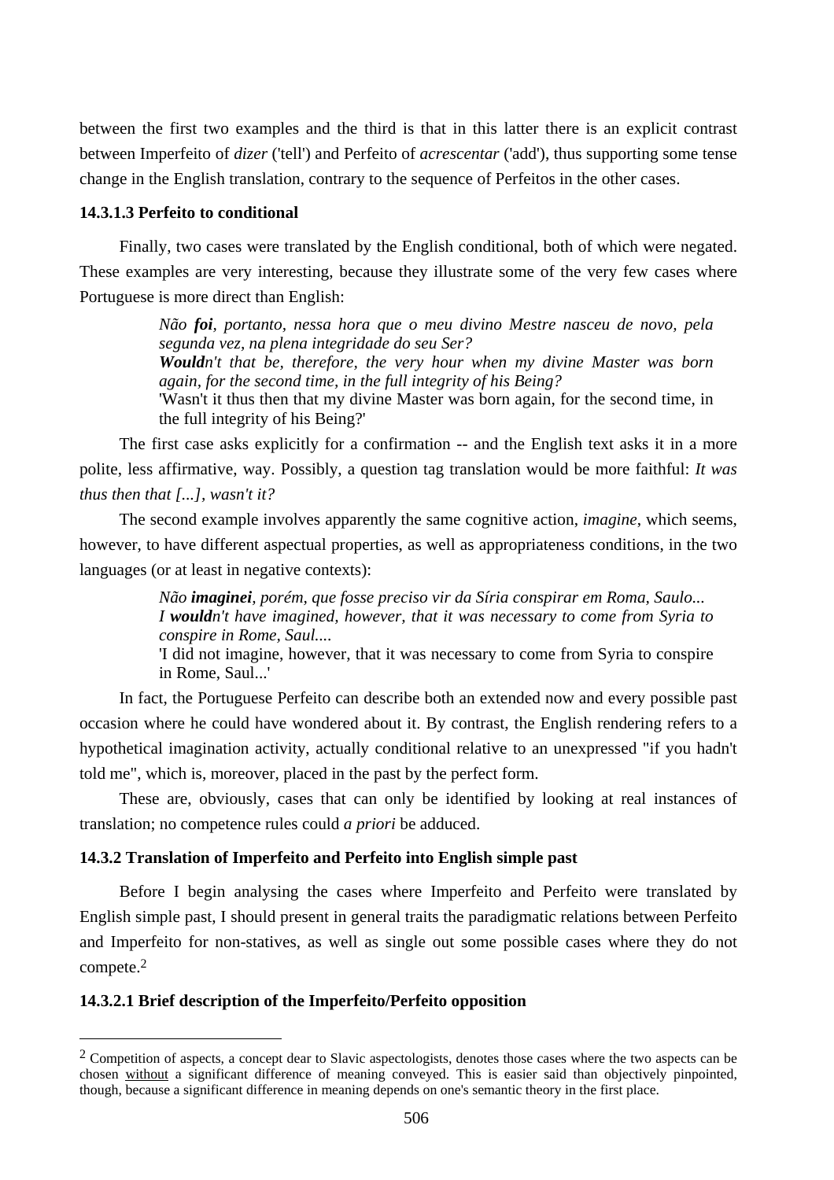between the first two examples and the third is that in this latter there is an explicit contrast between Imperfeito of *dizer* ('tell') and Perfeito of *acrescentar* ('add'), thus supporting some tense change in the English translation, contrary to the sequence of Perfeitos in the other cases.

#### 14.3.1.3 Perfeito to conditional

Finally, two cases were translated by the English conditional, both of which were negated. These examples are very interesting, because they illustrate some of the very few cases where Portuguese is more direct than English:

> *Não **foi**, portanto, nessa hora que o meu divino Mestre nasceu de novo, pela segunda vez, na plena integridade do seu Ser?*
> ***Would**n't that be, therefore, the very hour when my divine Master was born again, for the second time, in the full integrity of his Being?*
> 'Wasn't it thus then that my divine Master was born again, for the second time, in the full integrity of his Being?'

The first case asks explicitly for a confirmation -- and the English text asks it in a more polite, less affirmative, way. Possibly, a question tag translation would be more faithful: *It was thus then that [...], wasn't it?*

The second example involves apparently the same cognitive action, *imagine*, which seems, however, to have different aspectual properties, as well as appropriateness conditions, in the two languages (or at least in negative contexts):

> *Não **imaginei**, porém, que fosse preciso vir da Síria conspirar em Roma, Saulo...*
> *I **would**n't have imagined, however, that it was necessary to come from Syria to conspire in Rome, Saul....*
> 'I did not imagine, however, that it was necessary to come from Syria to conspire in Rome, Saul...'

In fact, the Portuguese Perfeito can describe both an extended now and every possible past occasion where he could have wondered about it. By contrast, the English rendering refers to a hypothetical imagination activity, actually conditional relative to an unexpressed "if you hadn't told me", which is, moreover, placed in the past by the perfect form.

These are, obviously, cases that can only be identified by looking at real instances of translation; no competence rules could *a priori* be adduced.

### 14.3.2 Translation of Imperfeito and Perfeito into English simple past

Before I begin analysing the cases where Imperfeito and Perfeito were translated by English simple past, I should present in general traits the paradigmatic relations between Perfeito and Imperfeito for non-statives, as well as single out some possible cases where they do not compete.[2]

#### 14.3.2.1 Brief description of the Imperfeito/Perfeito opposition

[2] Competition of aspects, a concept dear to Slavic aspectologists, denotes those cases where the two aspects can be chosen without a significant difference of meaning conveyed. This is easier said than objectively pinpointed, though, because a significant difference in meaning depends on one's semantic theory in the first place.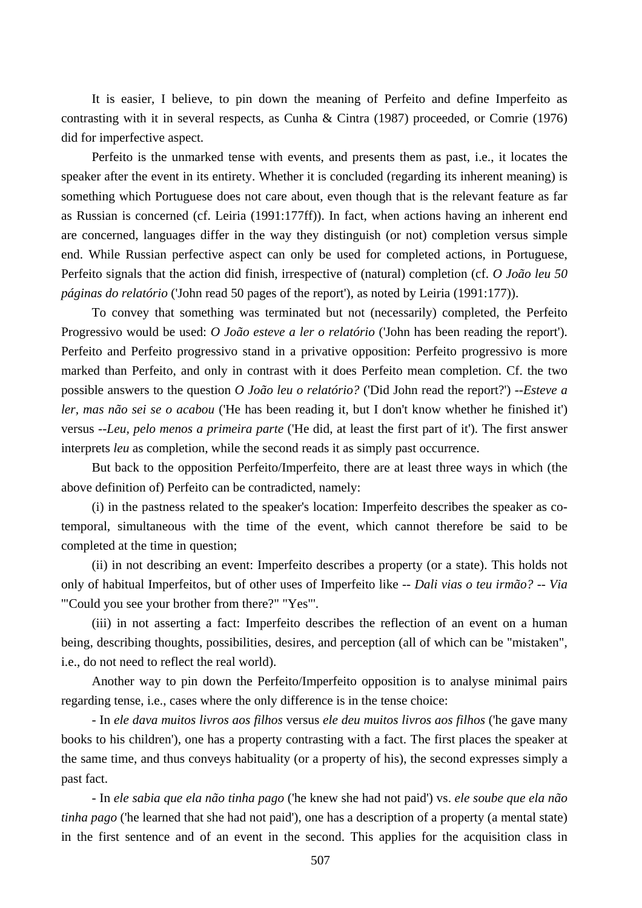It is easier, I believe, to pin down the meaning of Perfeito and define Imperfeito as contrasting with it in several respects, as Cunha & Cintra (1987) proceeded, or Comrie (1976) did for imperfective aspect.

Perfeito is the unmarked tense with events, and presents them as past, i.e., it locates the speaker after the event in its entirety. Whether it is concluded (regarding its inherent meaning) is something which Portuguese does not care about, even though that is the relevant feature as far as Russian is concerned (cf. Leiria (1991:177ff)). In fact, when actions having an inherent end are concerned, languages differ in the way they distinguish (or not) completion versus simple end. While Russian perfective aspect can only be used for completed actions, in Portuguese, Perfeito signals that the action did finish, irrespective of (natural) completion (cf. *O João leu 50 páginas do relatório* ('John read 50 pages of the report'), as noted by Leiria (1991:177)).

To convey that something was terminated but not (necessarily) completed, the Perfeito Progressivo would be used: *O João esteve a ler o relatório* ('John has been reading the report'). Perfeito and Perfeito progressivo stand in a privative opposition: Perfeito progressivo is more marked than Perfeito, and only in contrast with it does Perfeito mean completion. Cf. the two possible answers to the question *O João leu o relatório?* ('Did John read the report?') --*Esteve a ler, mas não sei se o acabou* ('He has been reading it, but I don't know whether he finished it') versus --*Leu, pelo menos a primeira parte* ('He did, at least the first part of it'). The first answer interprets *leu* as completion, while the second reads it as simply past occurrence.

But back to the opposition Perfeito/Imperfeito, there are at least three ways in which (the above definition of) Perfeito can be contradicted, namely:

(i) in the pastness related to the speaker's location: Imperfeito describes the speaker as co-temporal, simultaneous with the time of the event, which cannot therefore be said to be completed at the time in question;

(ii) in not describing an event: Imperfeito describes a property (or a state). This holds not only of habitual Imperfeitos, but of other uses of Imperfeito like -- *Dali vias o teu irmão? -- Via* '"Could you see your brother from there?" "Yes"'.

(iii) in not asserting a fact: Imperfeito describes the reflection of an event on a human being, describing thoughts, possibilities, desires, and perception (all of which can be "mistaken", i.e., do not need to reflect the real world).

Another way to pin down the Perfeito/Imperfeito opposition is to analyse minimal pairs regarding tense, i.e., cases where the only difference is in the tense choice:

- In *ele dava muitos livros aos filhos* versus *ele deu muitos livros aos filhos* ('he gave many books to his children'), one has a property contrasting with a fact. The first places the speaker at the same time, and thus conveys habituality (or a property of his), the second expresses simply a past fact.

- In *ele sabia que ela não tinha pago* ('he knew she had not paid') vs. *ele soube que ela não tinha pago* ('he learned that she had not paid'), one has a description of a property (a mental state) in the first sentence and of an event in the second. This applies for the acquisition class in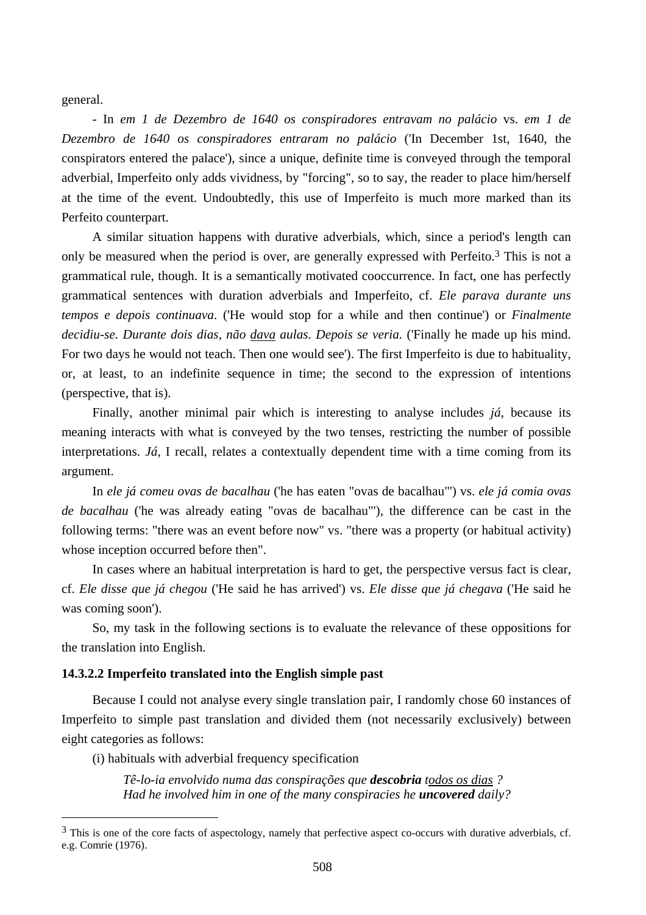general.

- In *em 1 de Dezembro de 1640 os conspiradores entravam no palácio* vs. *em 1 de Dezembro de 1640 os conspiradores entraram no palácio* ('In December 1st, 1640, the conspirators entered the palace'), since a unique, definite time is conveyed through the temporal adverbial, Imperfeito only adds vividness, by "forcing", so to say, the reader to place him/herself at the time of the event. Undoubtedly, this use of Imperfeito is much more marked than its Perfeito counterpart.

A similar situation happens with durative adverbials, which, since a period's length can only be measured when the period is over, are generally expressed with Perfeito.[3] This is not a grammatical rule, though. It is a semantically motivated cooccurrence. In fact, one has perfectly grammatical sentences with duration adverbials and Imperfeito, cf. *Ele parava durante uns tempos e depois continuava*. ('He would stop for a while and then continue') or *Finalmente decidiu-se. Durante dois dias, não <u>dava</u> aulas. Depois se veria.* ('Finally he made up his mind. For two days he would not teach. Then one would see'). The first Imperfeito is due to habituality, or, at least, to an indefinite sequence in time; the second to the expression of intentions (perspective, that is).

Finally, another minimal pair which is interesting to analyse includes *já*, because its meaning interacts with what is conveyed by the two tenses, restricting the number of possible interpretations. *Já*, I recall, relates a contextually dependent time with a time coming from its argument.

In *ele já comeu ovas de bacalhau* ('he has eaten "ovas de bacalhau"') vs. *ele já comia ovas de bacalhau* ('he was already eating "ovas de bacalhau"'), the difference can be cast in the following terms: "there was an event before now" vs. "there was a property (or habitual activity) whose inception occurred before then".

In cases where an habitual interpretation is hard to get, the perspective versus fact is clear, cf. *Ele disse que já chegou* ('He said he has arrived') vs. *Ele disse que já chegava* ('He said he was coming soon').

So, my task in the following sections is to evaluate the relevance of these oppositions for the translation into English.

### 14.3.2.2 Imperfeito translated into the English simple past

Because I could not analyse every single translation pair, I randomly chose 60 instances of Imperfeito to simple past translation and divided them (not necessarily exclusively) between eight categories as follows:

(i) habituals with adverbial frequency specification

> *Tê-lo-ia envolvido numa das conspirações que **descobria** <u>todos os dias</u> ?*
> *Had he involved him in one of the many conspiracies he **uncovered** daily?*

---

[3] This is one of the core facts of aspectology, namely that perfective aspect co-occurs with durative adverbials, cf. e.g. Comrie (1976).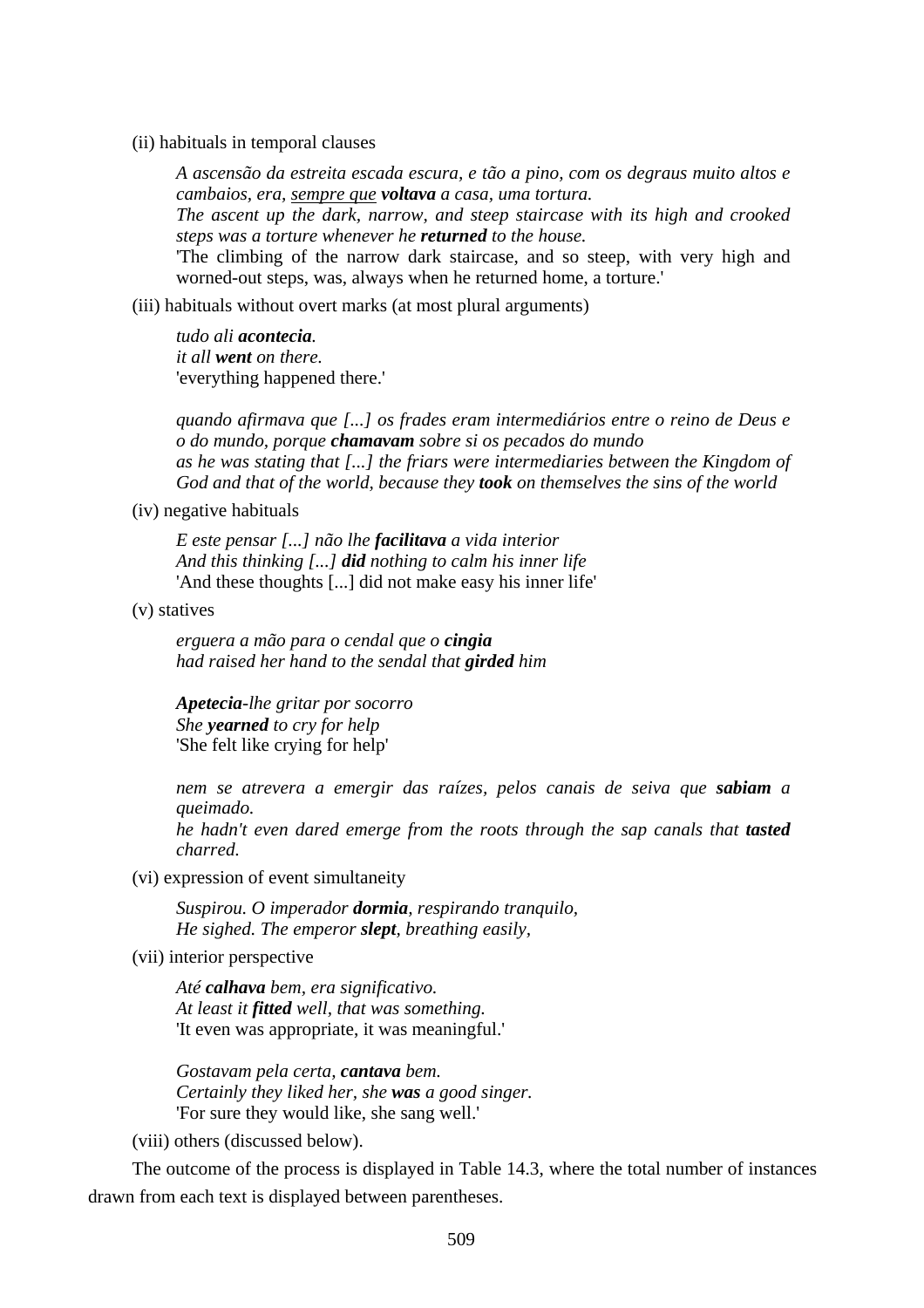(ii) habituals in temporal clauses

> *A ascensão da estreita escada escura, e tão a pino, com os degraus muito altos e cambaios, era, <u>sempre que</u> **voltava** a casa, uma tortura.*
> *The ascent up the dark, narrow, and steep staircase with its high and crooked steps was a torture whenever he **returned** to the house.*
> 'The climbing of the narrow dark staircase, and so steep, with very high and worned-out steps, was, always when he returned home, a torture.'

(iii) habituals without overt marks (at most plural arguments)

> *tudo ali **acontecia**.*
> *it all **went** on there.*
> 'everything happened there.'
>
> *quando afirmava que [...] os frades eram intermediários entre o reino de Deus e o do mundo, porque **chamavam** sobre si os pecados do mundo*
> *as he was stating that [...] the friars were intermediaries between the Kingdom of God and that of the world, because they **took** on themselves the sins of the world*

(iv) negative habituals

> *E este pensar [...] não lhe **facilitava** a vida interior*
> *And this thinking [...] **did** nothing to calm his inner life*
> 'And these thoughts [...] did not make easy his inner life'

(v) statives

> *erguera a mão para o cendal que o **cingia***
> *had raised her hand to the sendal that **girded** him*
>
> ***Apetecia**-lhe gritar por socorro*
> *She **yearned** to cry for help*
> 'She felt like crying for help'
>
> *nem se atrevera a emergir das raízes, pelos canais de seiva que **sabiam** a queimado.*
> *he hadn't even dared emerge from the roots through the sap canals that **tasted** charred.*

(vi) expression of event simultaneity

> *Suspirou. O imperador **dormia**, respirando tranquilo,*
> *He sighed. The emperor **slept**, breathing easily,*

(vii) interior perspective

> *Até **calhava** bem, era significativo.*
> *At least it **fitted** well, that was something.*
> 'It even was appropriate, it was meaningful.'
>
> *Gostavam pela certa, **cantava** bem.*
> *Certainly they liked her, she **was** a good singer.*
> 'For sure they would like, she sang well.'

(viii) others (discussed below).

The outcome of the process is displayed in Table 14.3, where the total number of instances drawn from each text is displayed between parentheses.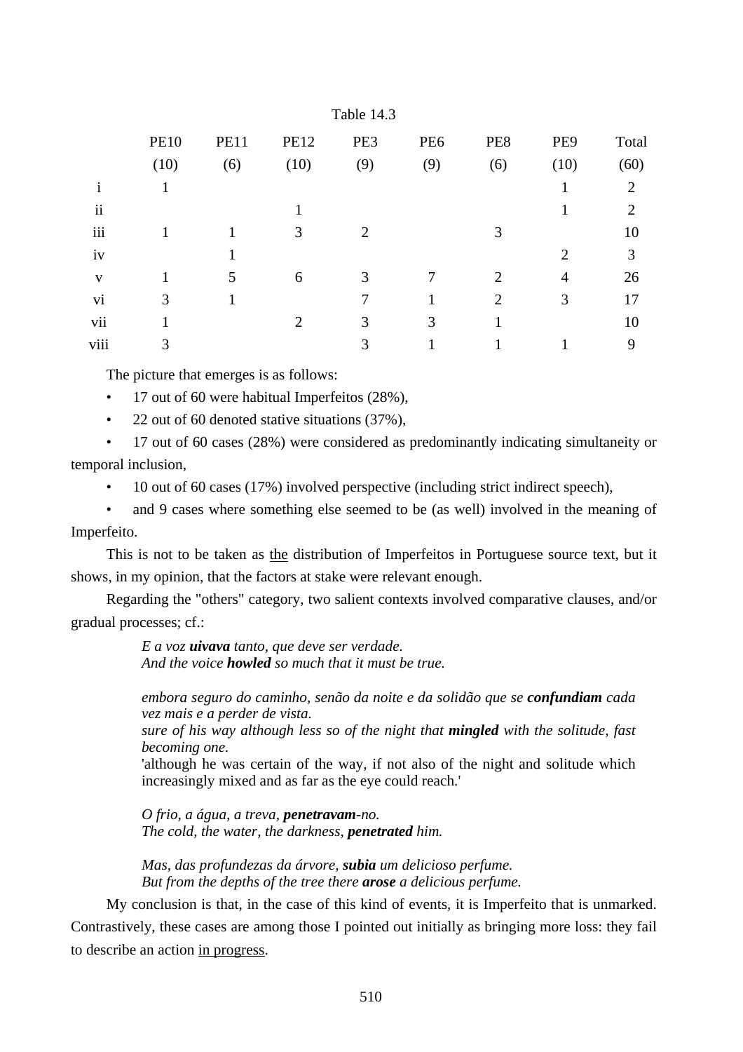Table 14.3

| | PE10 | PE11 | PE12 | PE3 | PE6 | PE8 | PE9 | Total |
|---|---|---|---|---|---|---|---|---|
| | (10) | (6) | (10) | (9) | (9) | (6) | (10) | (60) |
| i | 1 | | | | | | 1 | 2 |
| ii | | | 1 | | | | 1 | 2 |
| iii | 1 | 1 | 3 | 2 | | 3 | | 10 |
| iv | | 1 | | | | | 2 | 3 |
| v | 1 | 5 | 6 | 3 | 7 | 2 | 4 | 26 |
| vi | 3 | 1 | | 7 | 1 | 2 | 3 | 17 |
| vii | 1 | | 2 | 3 | 3 | 1 | | 10 |
| viii | 3 | | | 3 | 1 | 1 | 1 | 9 |

The picture that emerges is as follows:

- 17 out of 60 were habitual Imperfeitos (28%),
- 22 out of 60 denoted stative situations (37%),
- 17 out of 60 cases (28%) were considered as predominantly indicating simultaneity or temporal inclusion,
- 10 out of 60 cases (17%) involved perspective (including strict indirect speech),
- and 9 cases where something else seemed to be (as well) involved in the meaning of Imperfeito.

This is not to be taken as <u>the</u> distribution of Imperfeitos in Portuguese source text, but it shows, in my opinion, that the factors at stake were relevant enough.

Regarding the "others" category, two salient contexts involved comparative clauses, and/or gradual processes; cf.:

> *E a voz* ***uivava*** *tanto, que deve ser verdade.*
> *And the voice* ***howled*** *so much that it must be true.*
>
> *embora seguro do caminho, senão da noite e da solidão que se* ***confundiam*** *cada vez mais e a perder de vista.*
> *sure of his way although less so of the night that* ***mingled*** *with the solitude, fast becoming one.*
> 'although he was certain of the way, if not also of the night and solitude which increasingly mixed and as far as the eye could reach.'
>
> *O frio, a água, a treva,* ***penetravam****-no.*
> *The cold, the water, the darkness,* ***penetrated*** *him.*
>
> *Mas, das profundezas da árvore,* ***subia*** *um delicioso perfume.*
> *But from the depths of the tree there* ***arose*** *a delicious perfume.*

My conclusion is that, in the case of this kind of events, it is Imperfeito that is unmarked. Contrastively, these cases are among those I pointed out initially as bringing more loss: they fail to describe an action <u>in progress</u>.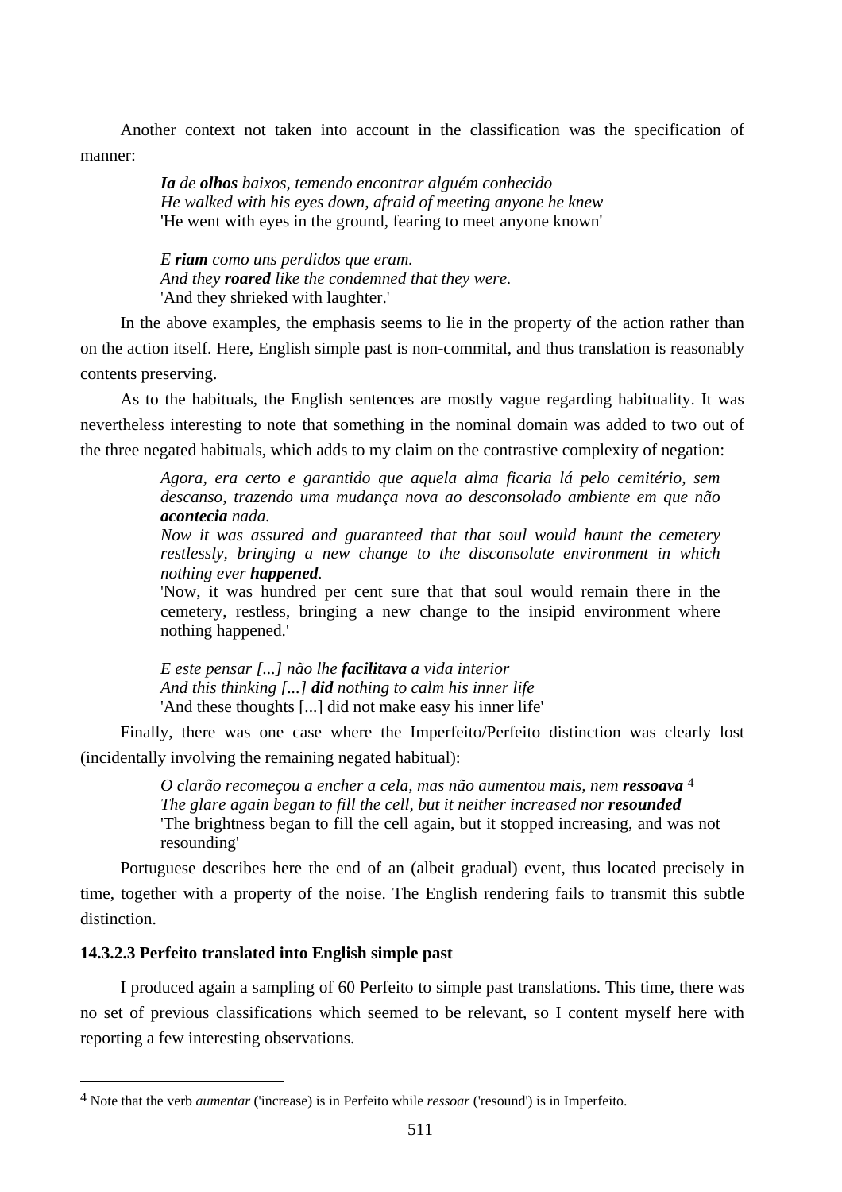Another context not taken into account in the classification was the specification of manner:

> ***Ia*** *de* ***olhos*** *baixos, temendo encontrar alguém conhecido*
> *He walked with his eyes down, afraid of meeting anyone he knew*
> 'He went with eyes in the ground, fearing to meet anyone known'
>
> *E* ***riam*** *como uns perdidos que eram.*
> *And they* ***roared*** *like the condemned that they were.*
> 'And they shrieked with laughter.'

In the above examples, the emphasis seems to lie in the property of the action rather than on the action itself. Here, English simple past is non-commital, and thus translation is reasonably contents preserving.

As to the habituals, the English sentences are mostly vague regarding habituality. It was nevertheless interesting to note that something in the nominal domain was added to two out of the three negated habituals, which adds to my claim on the contrastive complexity of negation:

> *Agora, era certo e garantido que aquela alma ficaria lá pelo cemitério, sem descanso, trazendo uma mudança nova ao desconsolado ambiente em que não* ***acontecia*** *nada.*
> *Now it was assured and guaranteed that that soul would haunt the cemetery restlessly, bringing a new change to the disconsolate environment in which nothing ever* ***happened****.*
> 'Now, it was hundred per cent sure that that soul would remain there in the cemetery, restless, bringing a new change to the insipid environment where nothing happened.'
>
> *E este pensar [...] não lhe* ***facilitava*** *a vida interior*
> *And this thinking [...]* ***did*** *nothing to calm his inner life*
> 'And these thoughts [...] did not make easy his inner life'

Finally, there was one case where the Imperfeito/Perfeito distinction was clearly lost (incidentally involving the remaining negated habitual):

> *O clarão recomeçou a encher a cela, mas não aumentou mais, nem* ***ressoava*** [4]
> *The glare again began to fill the cell, but it neither increased nor* ***resounded***
> 'The brightness began to fill the cell again, but it stopped increasing, and was not resounding'

Portuguese describes here the end of an (albeit gradual) event, thus located precisely in time, together with a property of the noise. The English rendering fails to transmit this subtle distinction.

#### 14.3.2.3 Perfeito translated into English simple past

I produced again a sampling of 60 Perfeito to simple past translations. This time, there was no set of previous classifications which seemed to be relevant, so I content myself here with reporting a few interesting observations.

---

[4] Note that the verb *aumentar* ('increase') is in Perfeito while *ressoar* ('resound') is in Imperfeito.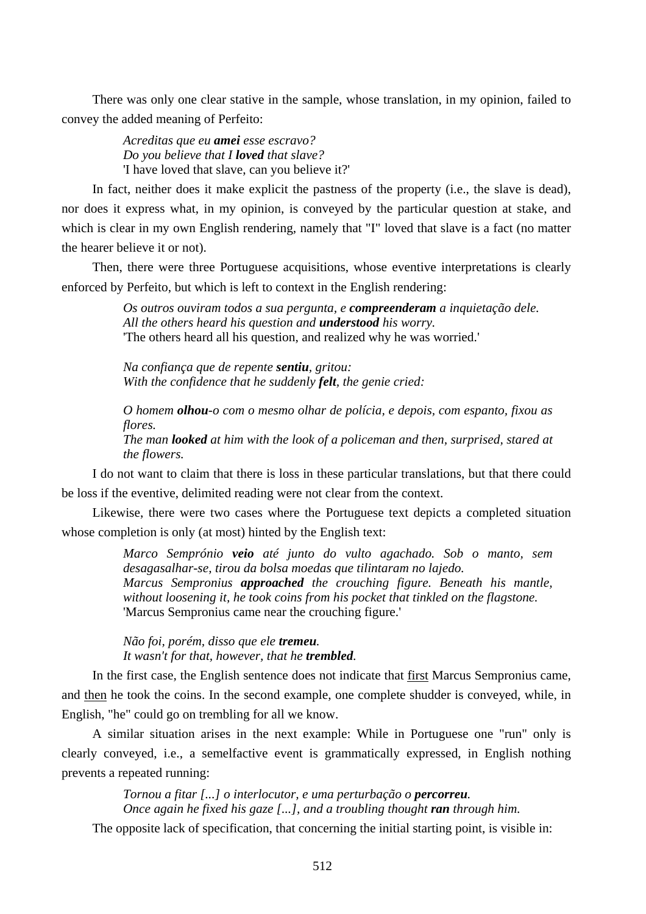There was only one clear stative in the sample, whose translation, in my opinion, failed to convey the added meaning of Perfeito:

> *Acreditas que eu **amei** esse escravo?*
> *Do you believe that I **loved** that slave?*
> 'I have loved that slave, can you believe it?'

In fact, neither does it make explicit the pastness of the property (i.e., the slave is dead), nor does it express what, in my opinion, is conveyed by the particular question at stake, and which is clear in my own English rendering, namely that "I" loved that slave is a fact (no matter the hearer believe it or not).

Then, there were three Portuguese acquisitions, whose eventive interpretations is clearly enforced by Perfeito, but which is left to context in the English rendering:

> *Os outros ouviram todos a sua pergunta, e **compreenderam** a inquietação dele.*
> *All the others heard his question and **understood** his worry.*
> 'The others heard all his question, and realized why he was worried.'
>
> *Na confiança que de repente **sentiu**, gritou:*
> *With the confidence that he suddenly **felt**, the genie cried:*
>
> *O homem **olhou**-o com o mesmo olhar de polícia, e depois, com espanto, fixou as flores.*
> *The man **looked** at him with the look of a policeman and then, surprised, stared at the flowers.*

I do not want to claim that there is loss in these particular translations, but that there could be loss if the eventive, delimited reading were not clear from the context.

Likewise, there were two cases where the Portuguese text depicts a completed situation whose completion is only (at most) hinted by the English text:

> *Marco Semprónio **veio** até junto do vulto agachado. Sob o manto, sem desagasalhar-se, tirou da bolsa moedas que tilintaram no lajedo.*
> *Marcus Sempronius **approached** the crouching figure. Beneath his mantle, without loosening it, he took coins from his pocket that tinkled on the flagstone.*
> 'Marcus Sempronius came near the crouching figure.'
>
> *Não foi, porém, disso que ele **tremeu**.*
> *It wasn't for that, however, that he **trembled**.*

In the first case, the English sentence does not indicate that <u>first</u> Marcus Sempronius came, and <u>then</u> he took the coins. In the second example, one complete shudder is conveyed, while, in English, "he" could go on trembling for all we know.

A similar situation arises in the next example: While in Portuguese one "run" only is clearly conveyed, i.e., a semelfactive event is grammatically expressed, in English nothing prevents a repeated running:

> *Tornou a fitar [...] o interlocutor, e uma perturbação o **percorreu**.*
> *Once again he fixed his gaze [...], and a troubling thought **ran** through him.*

The opposite lack of specification, that concerning the initial starting point, is visible in: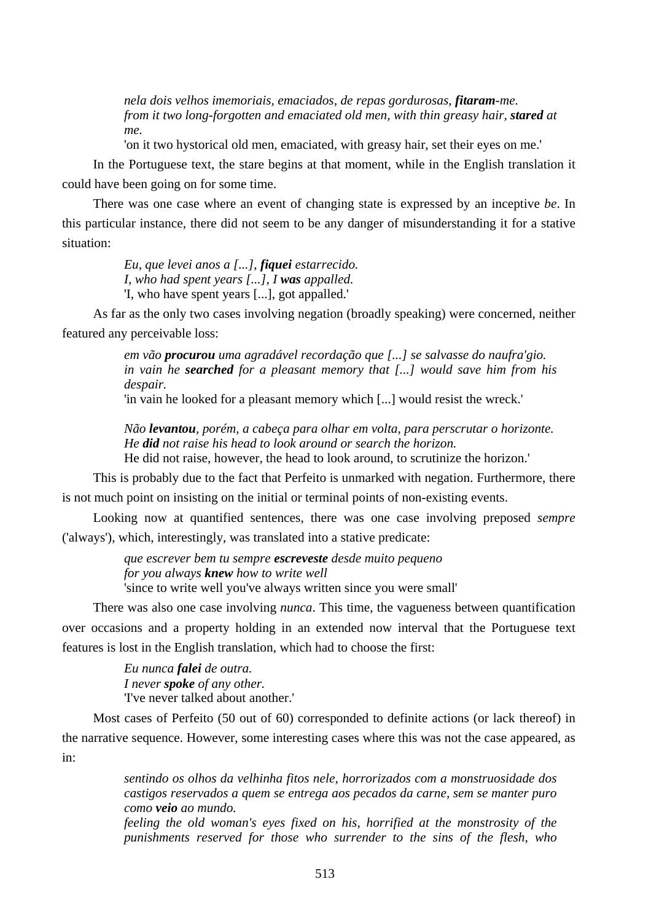> *nela dois velhos imemoriais, emaciados, de repas gordurosas, **fitaram**-me.*
> *from it two long-forgotten and emaciated old men, with thin greasy hair, **stared** at me.*
> 'on it two hystorical old men, emaciated, with greasy hair, set their eyes on me.'

In the Portuguese text, the stare begins at that moment, while in the English translation it could have been going on for some time.

There was one case where an event of changing state is expressed by an inceptive *be*. In this particular instance, there did not seem to be any danger of misunderstanding it for a stative situation:

> *Eu, que levei anos a [...], **fiquei** estarrecido.*
> *I, who had spent years [...], I **was** appalled.*
> 'I, who have spent years [...], got appalled.'

As far as the only two cases involving negation (broadly speaking) were concerned, neither featured any perceivable loss:

> *em vão **procurou** uma agradável recordação que [...] se salvasse do naufra'gio.*
> *in vain he **searched** for a pleasant memory that [...] would save him from his despair.*
> 'in vain he looked for a pleasant memory which [...] would resist the wreck.'

> *Não **levantou**, porém, a cabeça para olhar em volta, para perscrutar o horizonte.*
> *He **did** not raise his head to look around or search the horizon.*
> He did not raise, however, the head to look around, to scrutinize the horizon.'

This is probably due to the fact that Perfeito is unmarked with negation. Furthermore, there is not much point on insisting on the initial or terminal points of non-existing events.

Looking now at quantified sentences, there was one case involving preposed *sempre* ('always'), which, interestingly, was translated into a stative predicate:

> *que escrever bem tu sempre **escreveste** desde muito pequeno*
> *for you always **knew** how to write well*
> 'since to write well you've always written since you were small'

There was also one case involving *nunca*. This time, the vagueness between quantification over occasions and a property holding in an extended now interval that the Portuguese text features is lost in the English translation, which had to choose the first:

> *Eu nunca **falei** de outra.*
> *I never **spoke** of any other.*
> 'I've never talked about another.'

Most cases of Perfeito (50 out of 60) corresponded to definite actions (or lack thereof) in the narrative sequence. However, some interesting cases where this was not the case appeared, as in:

> *sentindo os olhos da velhinha fitos nele, horrorizados com a monstruosidade dos castigos reservados a quem se entrega aos pecados da carne, sem se manter puro como **veio** ao mundo.*
> *feeling the old woman's eyes fixed on his, horrified at the monstrosity of the punishments reserved for those who surrender to the sins of the flesh, who*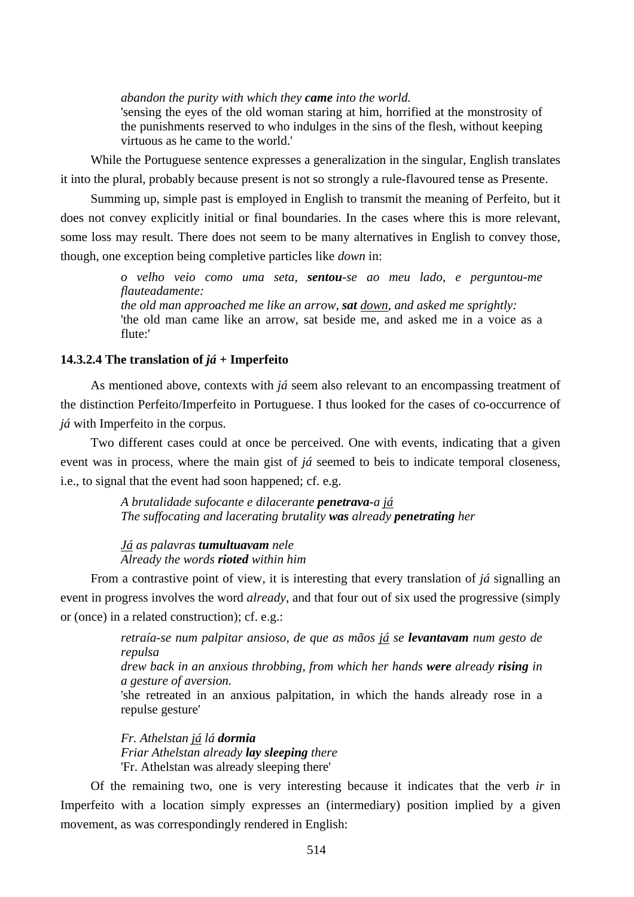> *abandon the purity with which they **came** into the world.*
> 'sensing the eyes of the old woman staring at him, horrified at the monstrosity of the punishments reserved to who indulges in the sins of the flesh, without keeping virtuous as he came to the world.'

While the Portuguese sentence expresses a generalization in the singular, English translates it into the plural, probably because present is not so strongly a rule-flavoured tense as Presente.

Summing up, simple past is employed in English to transmit the meaning of Perfeito, but it does not convey explicitly initial or final boundaries. In the cases where this is more relevant, some loss may result. There does not seem to be many alternatives in English to convey those, though, one exception being completive particles like *down* in:

> *o velho veio como uma seta, **sentou**-se ao meu lado, e perguntou-me flauteadamente:*
> *the old man approached me like an arrow, **sat** <u>down</u>, and asked me sprightly:*
> 'the old man came like an arrow, sat beside me, and asked me in a voice as a flute:'

### 14.3.2.4 The translation of *já* + Imperfeito

As mentioned above, contexts with *já* seem also relevant to an encompassing treatment of the distinction Perfeito/Imperfeito in Portuguese. I thus looked for the cases of co-occurrence of *já* with Imperfeito in the corpus.

Two different cases could at once be perceived. One with events, indicating that a given event was in process, where the main gist of *já* seemed to beis to indicate temporal closeness, i.e., to signal that the event had soon happened; cf. e.g.

> *A brutalidade sufocante e dilacerante **penetrava**-a <u>já</u>*
> *The suffocating and lacerating brutality **was** already **penetrating** her*
>
> *<u>Já</u> as palavras **tumultuavam** nele*
> *Already the words **rioted** within him*

From a contrastive point of view, it is interesting that every translation of *já* signalling an event in progress involves the word *already*, and that four out of six used the progressive (simply or (once) in a related construction); cf. e.g.:

> *retraía-se num palpitar ansioso, de que as mãos <u>já</u> se **levantavam** num gesto de repulsa*
> *drew back in an anxious throbbing, from which her hands **were** already **rising** in a gesture of aversion.*
> 'she retreated in an anxious palpitation, in which the hands already rose in a repulse gesture'
>
> *Fr. Athelstan <u>já</u> lá **dormia***
> *Friar Athelstan already **lay sleeping** there*
> 'Fr. Athelstan was already sleeping there'

Of the remaining two, one is very interesting because it indicates that the verb *ir* in Imperfeito with a location simply expresses an (intermediary) position implied by a given movement, as was correspondingly rendered in English: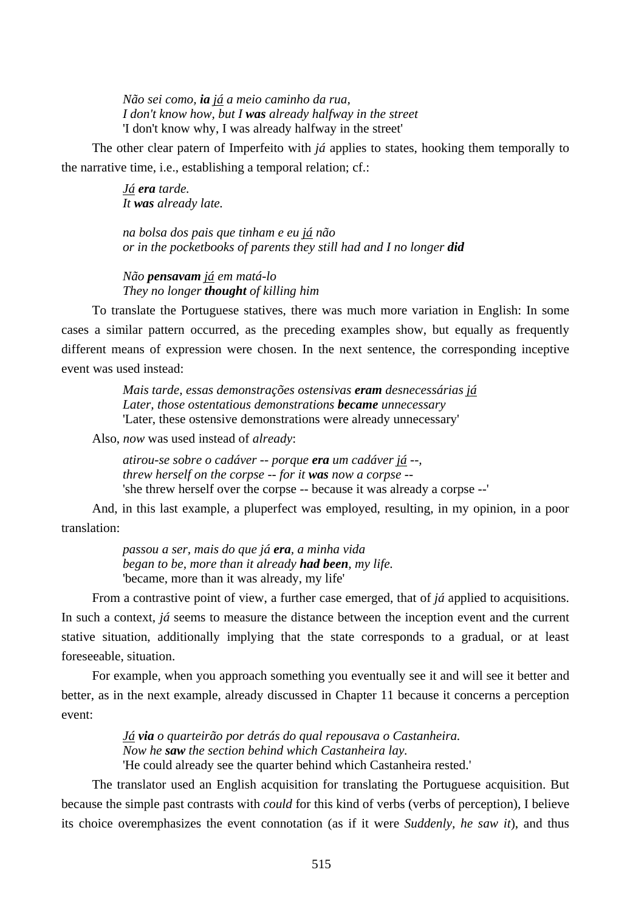> *Não sei como, **ia** já a meio caminho da rua,*
> *I don't know how, but I **was** already halfway in the street*
> 'I don't know why, I was already halfway in the street'

The other clear patern of Imperfeito with *já* applies to states, hooking them temporally to the narrative time, i.e., establishing a temporal relation; cf.:

> *Já **era** tarde.*
> *It **was** already late.*

> *na bolsa dos pais que tinham e eu já não*
> *or in the pocketbooks of parents they still had and I no longer **did***

> *Não **pensavam** já em matá-lo*
> *They no longer **thought** of killing him*

To translate the Portuguese statives, there was much more variation in English: In some cases a similar pattern occurred, as the preceding examples show, but equally as frequently different means of expression were chosen. In the next sentence, the corresponding inceptive event was used instead:

> *Mais tarde, essas demonstrações ostensivas **eram** desnecessárias já*
> *Later, those ostentatious demonstrations **became** unnecessary*
> 'Later, these ostensive demonstrations were already unnecessary'

Also, *now* was used instead of *already*:

> *atirou-se sobre o cadáver -- porque **era** um cadáver já --,*
> *threw herself on the corpse -- for it **was** now a corpse --*
> 'she threw herself over the corpse -- because it was already a corpse --'

And, in this last example, a pluperfect was employed, resulting, in my opinion, in a poor translation:

> *passou a ser, mais do que já **era**, a minha vida*
> *began to be, more than it already **had been**, my life.*
> 'became, more than it was already, my life'

From a contrastive point of view, a further case emerged, that of *já* applied to acquisitions. In such a context, *já* seems to measure the distance between the inception event and the current stative situation, additionally implying that the state corresponds to a gradual, or at least foreseeable, situation.

For example, when you approach something you eventually see it and will see it better and better, as in the next example, already discussed in Chapter 11 because it concerns a perception event:

> *Já **via** o quarteirão por detrás do qual repousava o Castanheira.*
> *Now he **saw** the section behind which Castanheira lay.*
> 'He could already see the quarter behind which Castanheira rested.'

The translator used an English acquisition for translating the Portuguese acquisition. But because the simple past contrasts with *could* for this kind of verbs (verbs of perception), I believe its choice overemphasizes the event connotation (as if it were *Suddenly, he saw it*), and thus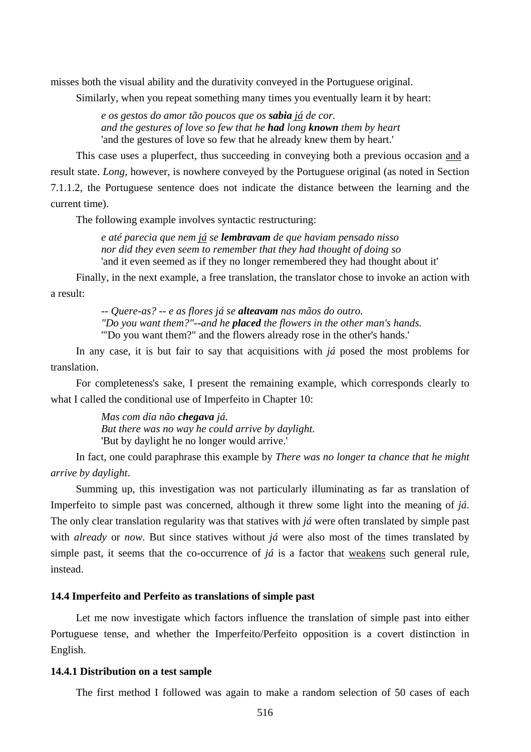misses both the visual ability and the durativity conveyed in the Portuguese original.

Similarly, when you repeat something many times you eventually learn it by heart:

> *e os gestos do amor tão poucos que os **sabia** <u>já</u> de cor.*
> *and the gestures of love so few that he **had** long **known** them by heart*
> 'and the gestures of love so few that he already knew them by heart.'

This case uses a pluperfect, thus succeeding in conveying both a previous occasion <u>and</u> a result state. *Long*, however, is nowhere conveyed by the Portuguese original (as noted in Section 7.1.1.2, the Portuguese sentence does not indicate the distance between the learning and the current time).

The following example involves syntactic restructuring:

> *e até parecia que nem <u>já</u> se **lembravam** de que haviam pensado nisso*
> *nor did they even seem to remember that they had thought of doing so*
> 'and it even seemed as if they no longer remembered they had thought about it'

Finally, in the next example, a free translation, the translator chose to invoke an action with a result:

> *-- Quere-as? -- e as flores já se **alteavam** nas mãos do outro.*
> *"Do you want them?"--and he **placed** the flowers in the other man's hands.*
> '"Do you want them?" and the flowers already rose in the other's hands.'

In any case, it is but fair to say that acquisitions with *já* posed the most problems for translation.

For completeness's sake, I present the remaining example, which corresponds clearly to what I called the conditional use of Imperfeito in Chapter 10:

> *Mas com dia não **chegava** já.*
> *But there was no way he could arrive by daylight.*
> 'But by daylight he no longer would arrive.'

In fact, one could paraphrase this example by *There was no longer ta chance that he might arrive by daylight*.

Summing up, this investigation was not particularly illuminating as far as translation of Imperfeito to simple past was concerned, although it threw some light into the meaning of *já*. The only clear translation regularity was that statives with *já* were often translated by simple past with *already* or *now*. But since statives without *já* were also most of the times translated by simple past, it seems that the co-occurrence of *já* is a factor that <u>weakens</u> such general rule, instead.

### 14.4 Imperfeito and Perfeito as translations of simple past

Let me now investigate which factors influence the translation of simple past into either Portuguese tense, and whether the Imperfeito/Perfeito opposition is a covert distinction in English.

#### 14.4.1 Distribution on a test sample

The first method I followed was again to make a random selection of 50 cases of each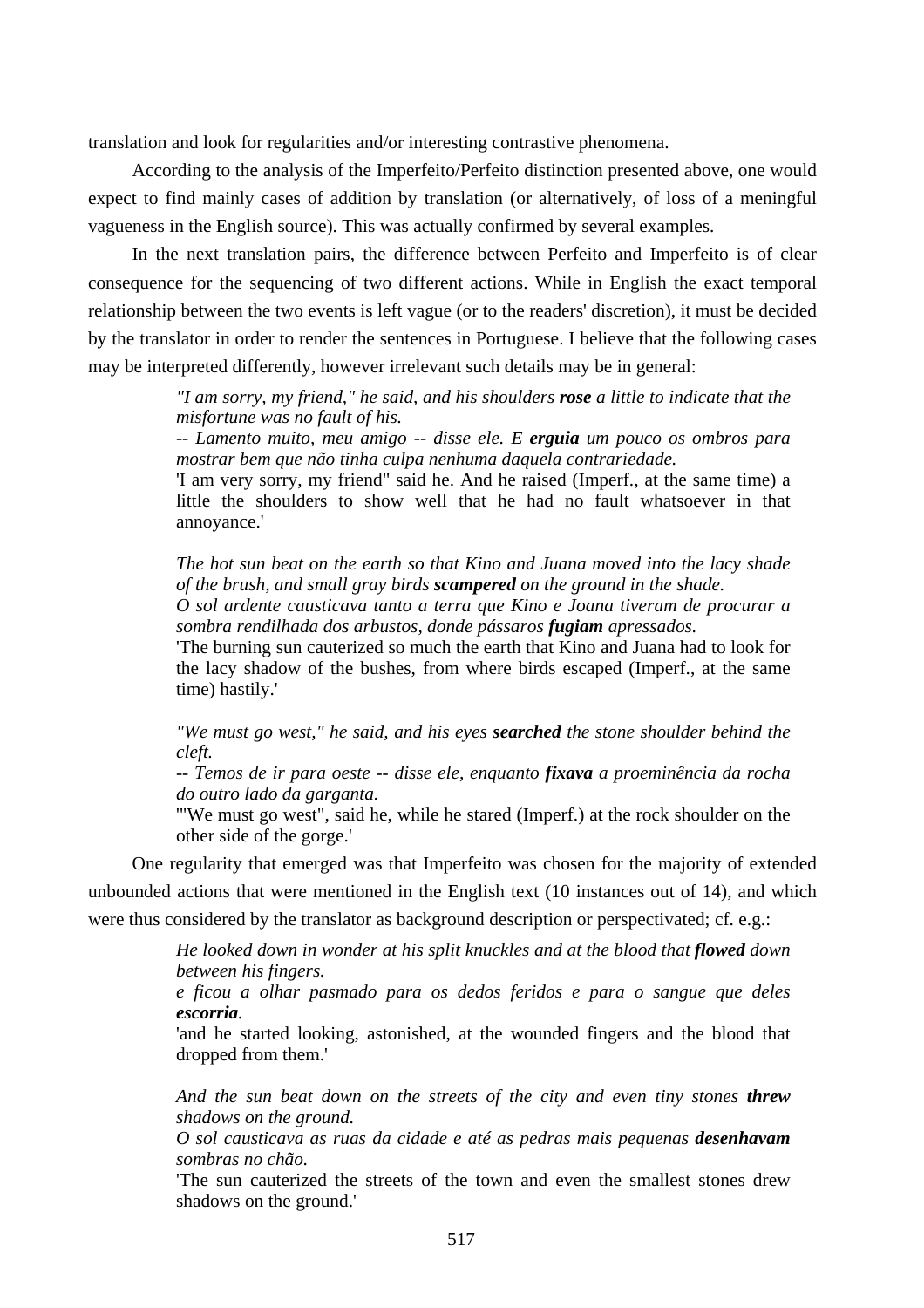translation and look for regularities and/or interesting contrastive phenomena.

According to the analysis of the Imperfeito/Perfeito distinction presented above, one would expect to find mainly cases of addition by translation (or alternatively, of loss of a meningful vagueness in the English source). This was actually confirmed by several examples.

In the next translation pairs, the difference between Perfeito and Imperfeito is of clear consequence for the sequencing of two different actions. While in English the exact temporal relationship between the two events is left vague (or to the readers' discretion), it must be decided by the translator in order to render the sentences in Portuguese. I believe that the following cases may be interpreted differently, however irrelevant such details may be in general:

> *"I am sorry, my friend," he said, and his shoulders **rose** a little to indicate that the misfortune was no fault of his.*
> *-- Lamento muito, meu amigo -- disse ele. E **erguia** um pouco os ombros para mostrar bem que não tinha culpa nenhuma daquela contrariedade.*
> 'I am very sorry, my friend" said he. And he raised (Imperf., at the same time) a little the shoulders to show well that he had no fault whatsoever in that annoyance.'
>
> *The hot sun beat on the earth so that Kino and Juana moved into the lacy shade of the brush, and small gray birds **scampered** on the ground in the shade.*
> *O sol ardente causticava tanto a terra que Kino e Joana tiveram de procurar a sombra rendilhada dos arbustos, donde pássaros **fugiam** apressados.*
> 'The burning sun cauterized so much the earth that Kino and Juana had to look for the lacy shadow of the bushes, from where birds escaped (Imperf., at the same time) hastily.'
>
> *"We must go west," he said, and his eyes **searched** the stone shoulder behind the cleft.*
> *-- Temos de ir para oeste -- disse ele, enquanto **fixava** a proeminência da rocha do outro lado da garganta.*
> '"We must go west", said he, while he stared (Imperf.) at the rock shoulder on the other side of the gorge.'

One regularity that emerged was that Imperfeito was chosen for the majority of extended unbounded actions that were mentioned in the English text (10 instances out of 14), and which were thus considered by the translator as background description or perspectivated; cf. e.g.:

> *He looked down in wonder at his split knuckles and at the blood that **flowed** down between his fingers.*
> *e ficou a olhar pasmado para os dedos feridos e para o sangue que deles **escorria**.*
> 'and he started looking, astonished, at the wounded fingers and the blood that dropped from them.'
>
> *And the sun beat down on the streets of the city and even tiny stones **threw** shadows on the ground.*
> *O sol causticava as ruas da cidade e até as pedras mais pequenas **desenhavam** sombras no chão.*
> 'The sun cauterized the streets of the town and even the smallest stones drew shadows on the ground.'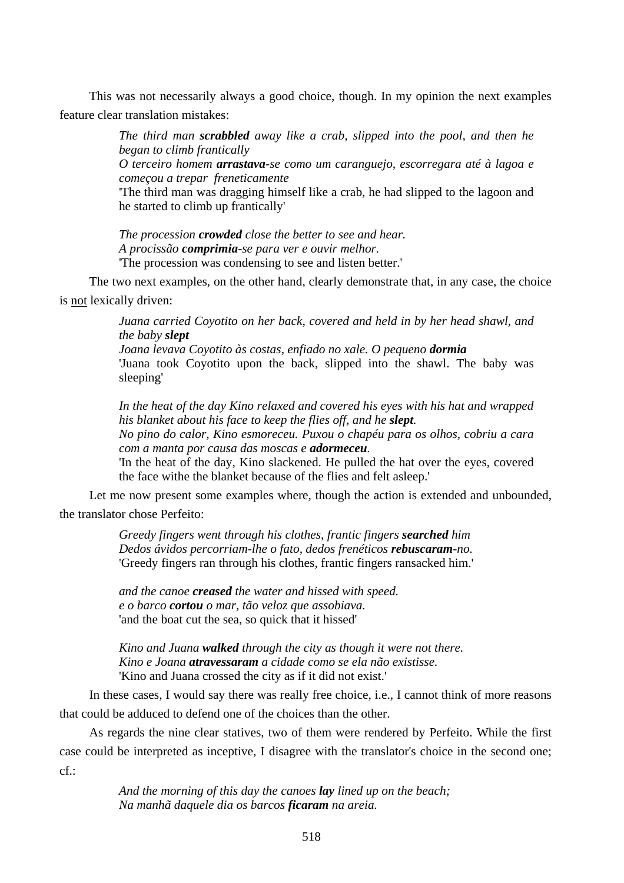This was not necessarily always a good choice, though. In my opinion the next examples feature clear translation mistakes:

> *The third man **scrabbled** away like a crab, slipped into the pool, and then he began to climb frantically*
> *O terceiro homem **arrastava**-se como um caranguejo, escorregara até à lagoa e começou a trepar freneticamente*
> 'The third man was dragging himself like a crab, he had slipped to the lagoon and he started to climb up frantically'
>
> *The procession **crowded** close the better to see and hear.*
> *A procissão **comprimia**-se para ver e ouvir melhor.*
> 'The procession was condensing to see and listen better.'

The two next examples, on the other hand, clearly demonstrate that, in any case, the choice is <u>not</u> lexically driven:

> *Juana carried Coyotito on her back, covered and held in by her head shawl, and the baby **slept***
> *Joana levava Coyotito às costas, enfiado no xale. O pequeno **dormia***
> 'Juana took Coyotito upon the back, slipped into the shawl. The baby was sleeping'
>
> *In the heat of the day Kino relaxed and covered his eyes with his hat and wrapped his blanket about his face to keep the flies off, and he **slept**.*
> *No pino do calor, Kino esmoreceu. Puxou o chapéu para os olhos, cobriu a cara com a manta por causa das moscas e **adormeceu**.*
> 'In the heat of the day, Kino slackened. He pulled the hat over the eyes, covered the face withe the blanket because of the flies and felt asleep.'

Let me now present some examples where, though the action is extended and unbounded, the translator chose Perfeito:

> *Greedy fingers went through his clothes, frantic fingers **searched** him*
> *Dedos ávidos percorriam-lhe o fato, dedos frenéticos **rebuscaram**-no.*
> 'Greedy fingers ran through his clothes, frantic fingers ransacked him.'
>
> *and the canoe **creased** the water and hissed with speed.*
> *e o barco **cortou** o mar, tão veloz que assobiava.*
> 'and the boat cut the sea, so quick that it hissed'
>
> *Kino and Juana **walked** through the city as though it were not there.*
> *Kino e Joana **atravessaram** a cidade como se ela não existisse.*
> 'Kino and Juana crossed the city as if it did not exist.'

In these cases, I would say there was really free choice, i.e., I cannot think of more reasons that could be adduced to defend one of the choices than the other.

As regards the nine clear statives, two of them were rendered by Perfeito. While the first case could be interpreted as inceptive, I disagree with the translator's choice in the second one; cf.:

> *And the morning of this day the canoes **lay** lined up on the beach;*
> *Na manhã daquele dia os barcos **ficaram** na areia.*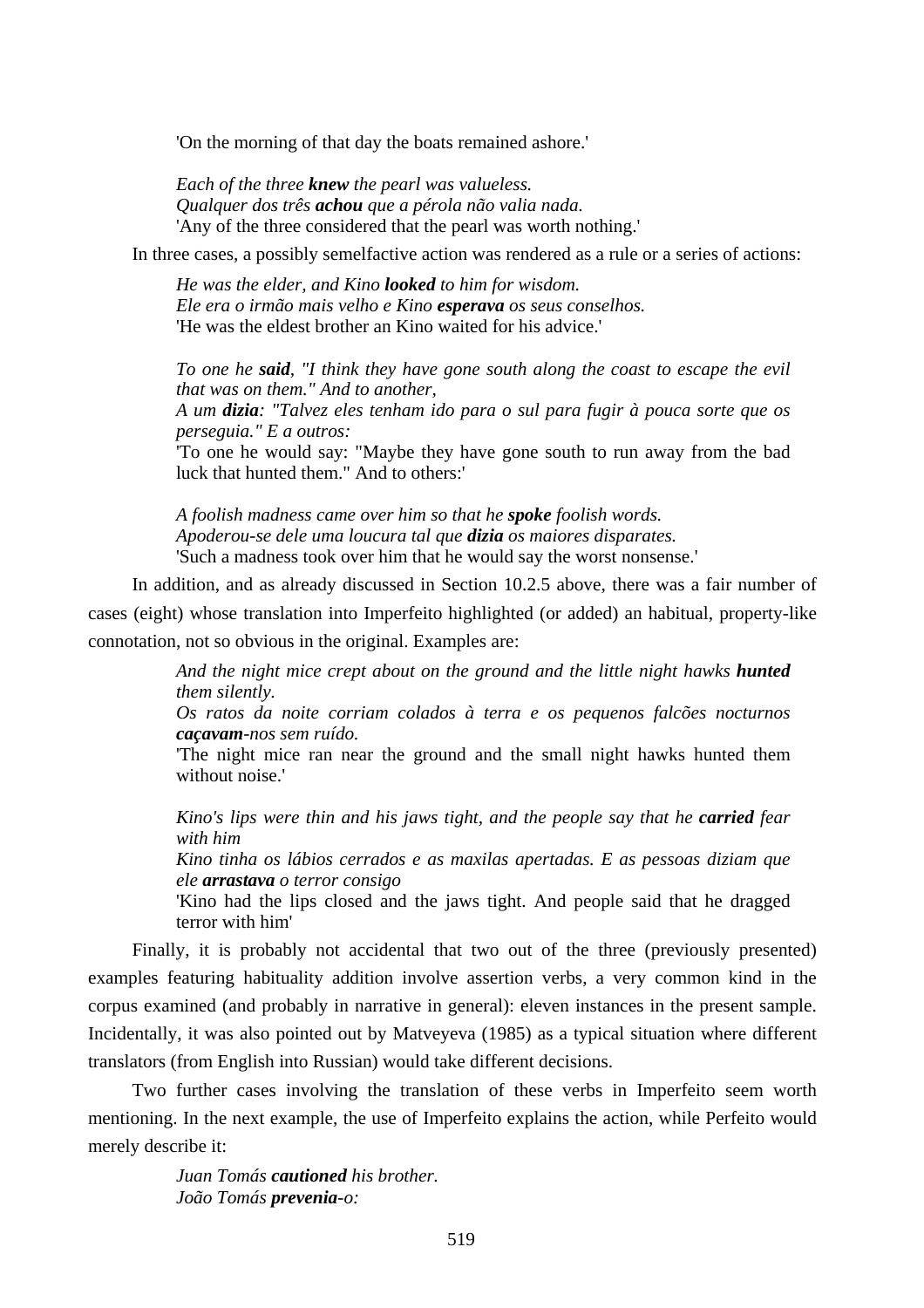> 'On the morning of that day the boats remained ashore.'
>
> *Each of the three **knew** the pearl was valueless.*
> *Qualquer dos três **achou** que a pérola não valia nada.*
> 'Any of the three considered that the pearl was worth nothing.'

In three cases, a possibly semelfactive action was rendered as a rule or a series of actions:

> *He was the elder, and Kino **looked** to him for wisdom.*
> *Ele era o irmão mais velho e Kino **esperava** os seus conselhos.*
> 'He was the eldest brother an Kino waited for his advice.'
>
> *To one he **said**, "I think they have gone south along the coast to escape the evil that was on them." And to another,*
> *A um **dizia**: "Talvez eles tenham ido para o sul para fugir à pouca sorte que os perseguia." E a outros:*
> 'To one he would say: "Maybe they have gone south to run away from the bad luck that hunted them." And to others:'
>
> *A foolish madness came over him so that he **spoke** foolish words.*
> *Apoderou-se dele uma loucura tal que **dizia** os maiores disparates.*
> 'Such a madness took over him that he would say the worst nonsense.'

In addition, and as already discussed in Section 10.2.5 above, there was a fair number of cases (eight) whose translation into Imperfeito highlighted (or added) an habitual, property-like connotation, not so obvious in the original. Examples are:

> *And the night mice crept about on the ground and the little night hawks **hunted** them silently.*
> *Os ratos da noite corriam colados à terra e os pequenos falcões nocturnos **caçavam**-nos sem ruído.*
> 'The night mice ran near the ground and the small night hawks hunted them without noise.'
>
> *Kino's lips were thin and his jaws tight, and the people say that he **carried** fear with him*
> *Kino tinha os lábios cerrados e as maxilas apertadas. E as pessoas diziam que ele **arrastava** o terror consigo*
> 'Kino had the lips closed and the jaws tight. And people said that he dragged terror with him'

Finally, it is probably not accidental that two out of the three (previously presented) examples featuring habituality addition involve assertion verbs, a very common kind in the corpus examined (and probably in narrative in general): eleven instances in the present sample. Incidentally, it was also pointed out by Matveyeva (1985) as a typical situation where different translators (from English into Russian) would take different decisions.

Two further cases involving the translation of these verbs in Imperfeito seem worth mentioning. In the next example, the use of Imperfeito explains the action, while Perfeito would merely describe it:

> *Juan Tomás **cautioned** his brother.*
> *João Tomás **prevenia**-o:*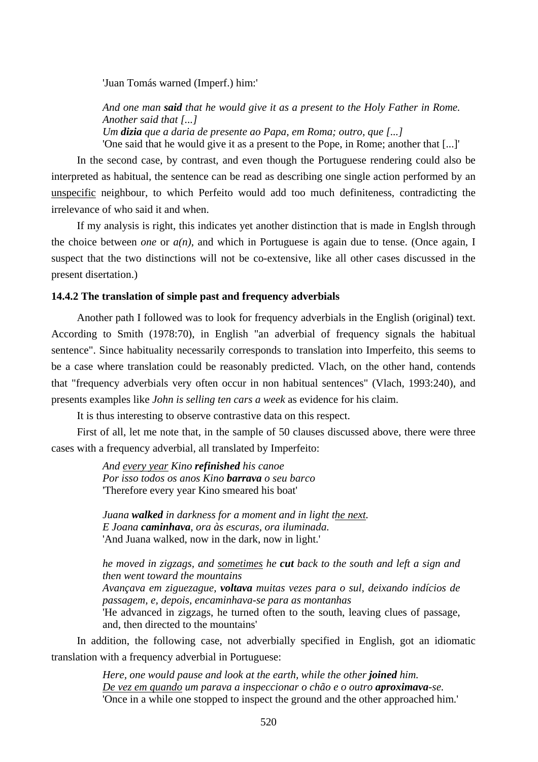'Juan Tomás warned (Imperf.) him:'

> *And one man **said** that he would give it as a present to the Holy Father in Rome. Another said that [...]*
> *Um **dizia** que a daria de presente ao Papa, em Roma; outro, que [...]*
> 'One said that he would give it as a present to the Pope, in Rome; another that [...]'

In the second case, by contrast, and even though the Portuguese rendering could also be interpreted as habitual, the sentence can be read as describing one single action performed by an <u>unspecific</u> neighbour, to which Perfeito would add too much definiteness, contradicting the irrelevance of who said it and when.

If my analysis is right, this indicates yet another distinction that is made in Englsh through the choice between *one* or *a(n)*, and which in Portuguese is again due to tense. (Once again, I suspect that the two distinctions will not be co-extensive, like all other cases discussed in the present disertation.)

### 14.4.2 The translation of simple past and frequency adverbials

Another path I followed was to look for frequency adverbials in the English (original) text. According to Smith (1978:70), in English "an adverbial of frequency signals the habitual sentence". Since habituality necessarily corresponds to translation into Imperfeito, this seems to be a case where translation could be reasonably predicted. Vlach, on the other hand, contends that "frequency adverbials very often occur in non habitual sentences" (Vlach, 1993:240), and presents examples like *John is selling ten cars a week* as evidence for his claim.

It is thus interesting to observe contrastive data on this respect.

First of all, let me note that, in the sample of 50 clauses discussed above, there were three cases with a frequency adverbial, all translated by Imperfeito:

> *And <u>every year</u> Kino **refinished** his canoe*
> *Por isso todos os anos Kino **barrava** o seu barco*
> 'Therefore every year Kino smeared his boat'

> *Juana **walked** in darkness for a moment and in light <u>the next</u>.*
> *E Joana **caminhava**, ora às escuras, ora iluminada.*
> 'And Juana walked, now in the dark, now in light.'

> *he moved in zigzags, and <u>sometimes</u> he **cut** back to the south and left a sign and then went toward the mountains*
> *Avançava em ziguezague, **voltava** muitas vezes para o sul, deixando indícios de passagem, e, depois, encaminhava-se para as montanhas*
> 'He advanced in zigzags, he turned often to the south, leaving clues of passage, and, then directed to the mountains'

In addition, the following case, not adverbially specified in English, got an idiomatic translation with a frequency adverbial in Portuguese:

> *Here, one would pause and look at the earth, while the other **joined** him.*
> *<u>De vez em quando</u> um parava a inspeccionar o chão e o outro **aproximava**-se.*
> 'Once in a while one stopped to inspect the ground and the other approached him.'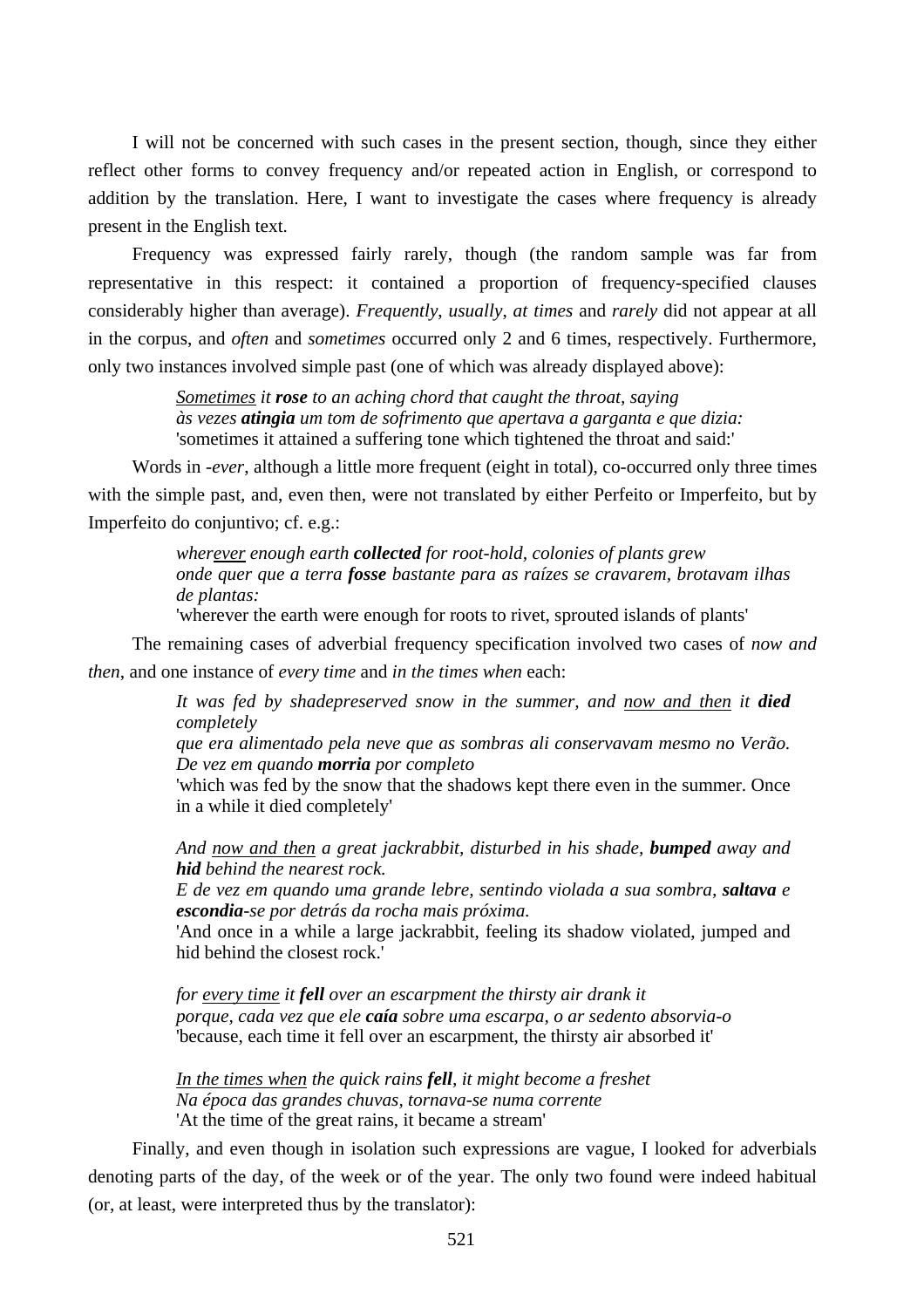I will not be concerned with such cases in the present section, though, since they either reflect other forms to convey frequency and/or repeated action in English, or correspond to addition by the translation. Here, I want to investigate the cases where frequency is already present in the English text.

Frequency was expressed fairly rarely, though (the random sample was far from representative in this respect: it contained a proportion of frequency-specified clauses considerably higher than average). *Frequently*, *usually*, *at times* and *rarely* did not appear at all in the corpus, and *often* and *sometimes* occurred only 2 and 6 times, respectively. Furthermore, only two instances involved simple past (one of which was already displayed above):

> *<u>Sometimes</u> it **rose** to an aching chord that caught the throat, saying*
> *às vezes **atingia** um tom de sofrimento que apertava a garganta e que dizia:*
> 'sometimes it attained a suffering tone which tightened the throat and said:'

Words in *-ever*, although a little more frequent (eight in total), co-occurred only three times with the simple past, and, even then, were not translated by either Perfeito or Imperfeito, but by Imperfeito do conjuntivo; cf. e.g.:

> *wher<u>ever</u> enough earth **collected** for root-hold, colonies of plants grew*
> *onde quer que a terra **fosse** bastante para as raízes se cravarem, brotavam ilhas de plantas:*
> 'wherever the earth were enough for roots to rivet, sprouted islands of plants'

The remaining cases of adverbial frequency specification involved two cases of *now and then*, and one instance of *every time* and *in the times when* each:

> *It was fed by shadepreserved snow in the summer, and <u>now and then</u> it **died** completely*
> *que era alimentado pela neve que as sombras ali conservavam mesmo no Verão. De vez em quando **morria** por completo*
> 'which was fed by the snow that the shadows kept there even in the summer. Once in a while it died completely'

> *And <u>now and then</u> a great jackrabbit, disturbed in his shade, **bumped** away and **hid** behind the nearest rock.*
> *E de vez em quando uma grande lebre, sentindo violada a sua sombra, **saltava** e **escondia**-se por detrás da rocha mais próxima.*
> 'And once in a while a large jackrabbit, feeling its shadow violated, jumped and hid behind the closest rock.'

> *for <u>every time</u> it **fell** over an escarpment the thirsty air drank it*
> *porque, cada vez que ele **caía** sobre uma escarpa, o ar sedento absorvia-o*
> 'because, each time it fell over an escarpment, the thirsty air absorbed it'

> *<u>In the times when</u> the quick rains **fell**, it might become a freshet*
> *Na época das grandes chuvas, tornava-se numa corrente*
> 'At the time of the great rains, it became a stream'

Finally, and even though in isolation such expressions are vague, I looked for adverbials denoting parts of the day, of the week or of the year. The only two found were indeed habitual (or, at least, were interpreted thus by the translator):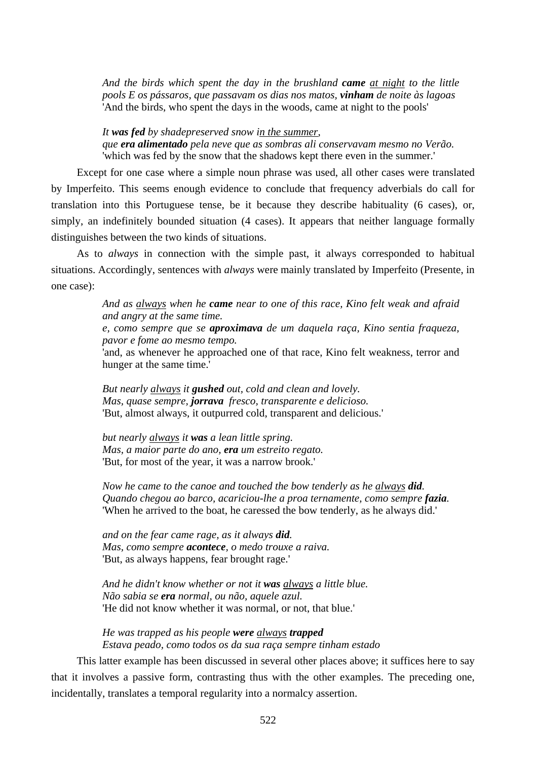> *And the birds which spent the day in the brushland **came** <u>at night</u> to the little pools E os pássaros, que passavam os dias nos matos, **vinham** de noite às lagoas*
> 'And the birds, who spent the days in the woods, came at night to the pools'

> *It **was fed** by shadepreserved snow i<u>n the summer</u>,*
> *que **era alimentado** pela neve que as sombras ali conservavam mesmo no Verão.*
> 'which was fed by the snow that the shadows kept there even in the summer.'

Except for one case where a simple noun phrase was used, all other cases were translated by Imperfeito. This seems enough evidence to conclude that frequency adverbials do call for translation into this Portuguese tense, be it because they describe habituality (6 cases), or, simply, an indefinitely bounded situation (4 cases). It appears that neither language formally distinguishes between the two kinds of situations.

As to *always* in connection with the simple past, it always corresponded to habitual situations. Accordingly, sentences with *always* were mainly translated by Imperfeito (Presente, in one case):

> *And as <u>always</u> when he **came** near to one of this race, Kino felt weak and afraid and angry at the same time.*
> *e, como sempre que se **aproximava** de um daquela raça, Kino sentia fraqueza, pavor e fome ao mesmo tempo.*
> 'and, as whenever he approached one of that race, Kino felt weakness, terror and hunger at the same time.'

> *But nearly <u>always</u> it **gushed** out, cold and clean and lovely.*
> *Mas, quase sempre, **jorrava** fresco, transparente e delicioso.*
> 'But, almost always, it outpurred cold, transparent and delicious.'

> *but nearly <u>always</u> it **was** a lean little spring.*
> *Mas, a maior parte do ano, **era** um estreito regato.*
> 'But, for most of the year, it was a narrow brook.'

> *Now he came to the canoe and touched the bow tenderly as he <u>always</u> **did**.*
> *Quando chegou ao barco, acariciou-lhe a proa ternamente, como sempre **fazia**.*
> 'When he arrived to the boat, he caressed the bow tenderly, as he always did.'

> *and on the fear came rage, as it always **did**.*
> *Mas, como sempre **acontece**, o medo trouxe a raiva.*
> 'But, as always happens, fear brought rage.'

> *And he didn't know whether or not it **was** <u>always</u> a little blue.*
> *Não sabia se **era** normal, ou não, aquele azul.*
> 'He did not know whether it was normal, or not, that blue.'

> *He was trapped as his people **were** <u>always</u> **trapped***
> *Estava peado, como todos os da sua raça sempre tinham estado*

This latter example has been discussed in several other places above; it suffices here to say that it involves a passive form, contrasting thus with the other examples. The preceding one, incidentally, translates a temporal regularity into a normalcy assertion.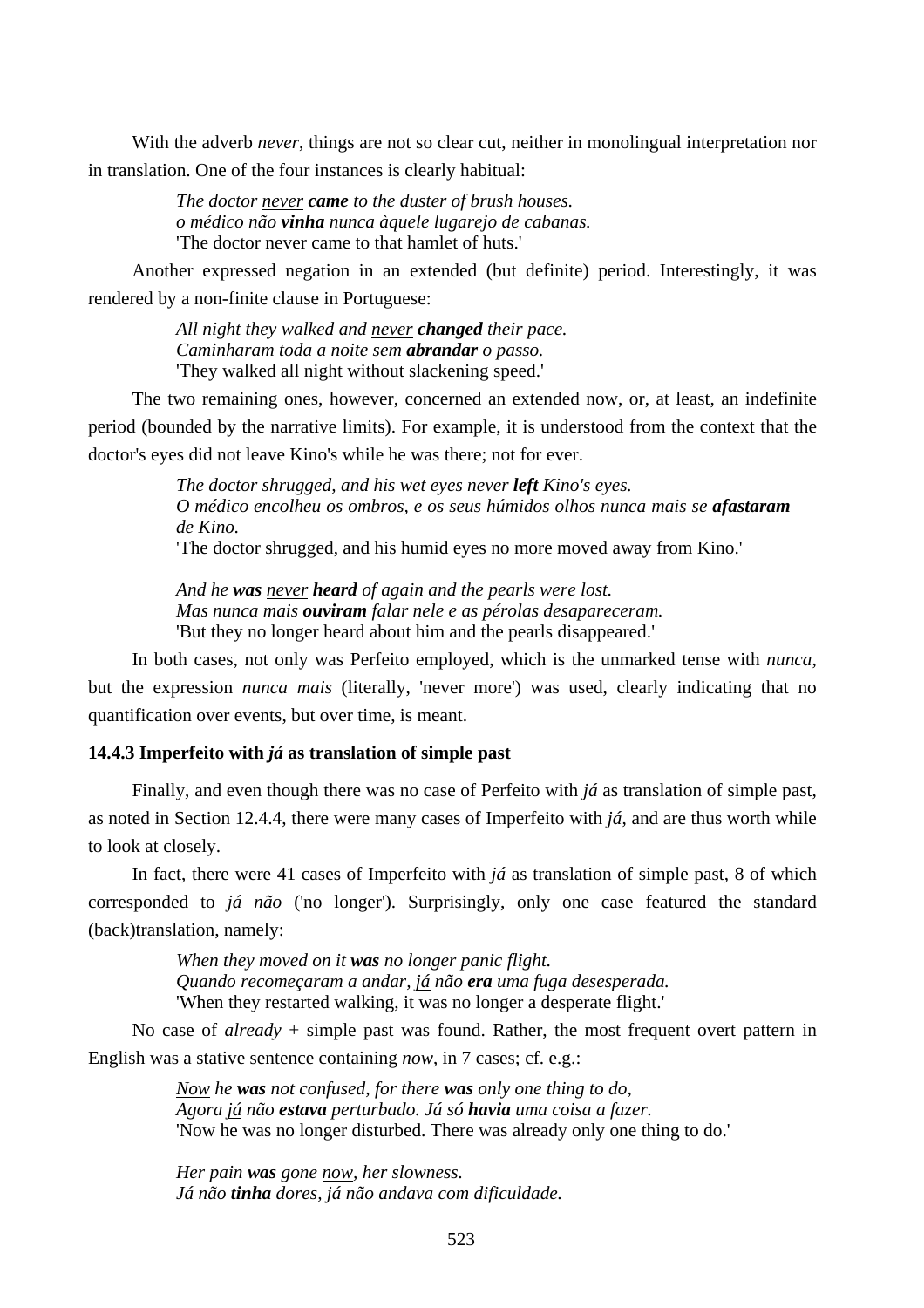With the adverb *never*, things are not so clear cut, neither in monolingual interpretation nor in translation. One of the four instances is clearly habitual:

> *The doctor* <u>*never*</u> ***came*** *to the duster of brush houses.*
> *o médico não* ***vinha*** *nunca àquele lugarejo de cabanas.*
> 'The doctor never came to that hamlet of huts.'

Another expressed negation in an extended (but definite) period. Interestingly, it was rendered by a non-finite clause in Portuguese:

> *All night they walked and* <u>*never*</u> ***changed*** *their pace.*
> *Caminharam toda a noite sem* ***abrandar*** *o passo.*
> 'They walked all night without slackening speed.'

The two remaining ones, however, concerned an extended now, or, at least, an indefinite period (bounded by the narrative limits). For example, it is understood from the context that the doctor's eyes did not leave Kino's while he was there; not for ever.

> *The doctor shrugged, and his wet eyes* <u>*never*</u> ***left*** *Kino's eyes.*
> *O médico encolheu os ombros, e os seus húmidos olhos nunca mais se* ***afastaram*** *de Kino.*
> 'The doctor shrugged, and his humid eyes no more moved away from Kino.'

> *And he* ***was*** <u>*never*</u> ***heard*** *of again and the pearls were lost.*
> *Mas nunca mais* ***ouviram*** *falar nele e as pérolas desapareceram.*
> 'But they no longer heard about him and the pearls disappeared.'

In both cases, not only was Perfeito employed, which is the unmarked tense with *nunca*, but the expression *nunca mais* (literally, 'never more') was used, clearly indicating that no quantification over events, but over time, is meant.

### 14.4.3 Imperfeito with *já* as translation of simple past

Finally, and even though there was no case of Perfeito with *já* as translation of simple past, as noted in Section 12.4.4, there were many cases of Imperfeito with *já*, and are thus worth while to look at closely.

In fact, there were 41 cases of Imperfeito with *já* as translation of simple past, 8 of which corresponded to *já não* ('no longer'). Surprisingly, only one case featured the standard (back)translation, namely:

> *When they moved on it* ***was*** *no longer panic flight.*
> *Quando recomeçaram a andar,* <u>*já*</u> *não* ***era*** *uma fuga desesperada.*
> 'When they restarted walking, it was no longer a desperate flight.'

No case of *already* + simple past was found. Rather, the most frequent overt pattern in English was a stative sentence containing *now*, in 7 cases; cf. e.g.:

> <u>*Now*</u> *he* ***was*** *not confused, for there* ***was*** *only one thing to do,*
> *Agora* <u>*já*</u> *não* ***estava*** *perturbado. Já só* ***havia*** *uma coisa a fazer.*
> 'Now he was no longer disturbed. There was already only one thing to do.'

> *Her pain* ***was*** *gone* <u>*now*</u>*, her slowness.*
> <u>*Já*</u> *não* ***tinha*** *dores, já não andava com dificuldade.*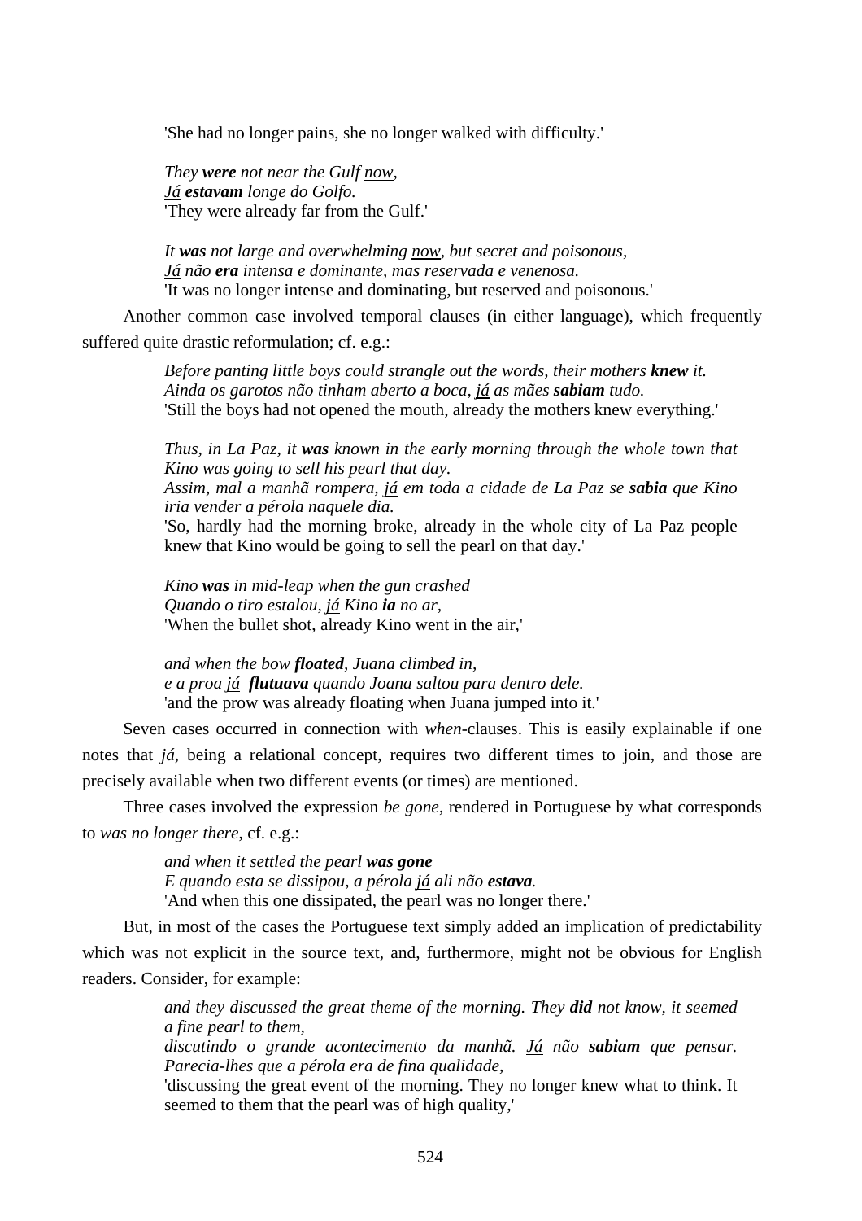'She had no longer pains, she no longer walked with difficulty.'

> *They **were** not near the Gulf* <u>*now*</u>*,*
> <u>*Já*</u> ***estavam*** *longe do Golfo.*
> 'They were already far from the Gulf.'

> *It **was** not large and overwhelming* <u>*now*</u>*, but secret and poisonous,*
> <u>*Já*</u> *não **era** intensa e dominante, mas reservada e venenosa.*
> 'It was no longer intense and dominating, but reserved and poisonous.'

Another common case involved temporal clauses (in either language), which frequently suffered quite drastic reformulation; cf. e.g.:

> *Before panting little boys could strangle out the words, their mothers **knew** it.*
> *Ainda os garotos não tinham aberto a boca,* <u>*já*</u> *as mães **sabiam** tudo.*
> 'Still the boys had not opened the mouth, already the mothers knew everything.'

> *Thus, in La Paz, it **was** known in the early morning through the whole town that Kino was going to sell his pearl that day.*
> *Assim, mal a manhã rompera,* <u>*já*</u> *em toda a cidade de La Paz se **sabia** que Kino iria vender a pérola naquele dia.*
> 'So, hardly had the morning broke, already in the whole city of La Paz people knew that Kino would be going to sell the pearl on that day.'

> *Kino **was** in mid-leap when the gun crashed*
> *Quando o tiro estalou,* <u>*já*</u> *Kino **ia** no ar,*
> 'When the bullet shot, already Kino went in the air,'

> *and when the bow **floated**, Juana climbed in,*
> *e a proa* <u>*já*</u> ***flutuava*** *quando Joana saltou para dentro dele.*
> 'and the prow was already floating when Juana jumped into it.'

Seven cases occurred in connection with *when*-clauses. This is easily explainable if one notes that *já*, being a relational concept, requires two different times to join, and those are precisely available when two different events (or times) are mentioned.

Three cases involved the expression *be gone*, rendered in Portuguese by what corresponds to *was no longer there*, cf. e.g.:

> *and when it settled the pearl **was gone***
> *E quando esta se dissipou, a pérola* <u>*já*</u> *ali não **estava**.*
> 'And when this one dissipated, the pearl was no longer there.'

But, in most of the cases the Portuguese text simply added an implication of predictability which was not explicit in the source text, and, furthermore, might not be obvious for English readers. Consider, for example:

> *and they discussed the great theme of the morning. They **did** not know, it seemed a fine pearl to them,*
> *discutindo o grande acontecimento da manhã.* <u>*Já*</u> *não **sabiam** que pensar. Parecia-lhes que a pérola era de fina qualidade,*
> 'discussing the great event of the morning. They no longer knew what to think. It seemed to them that the pearl was of high quality,'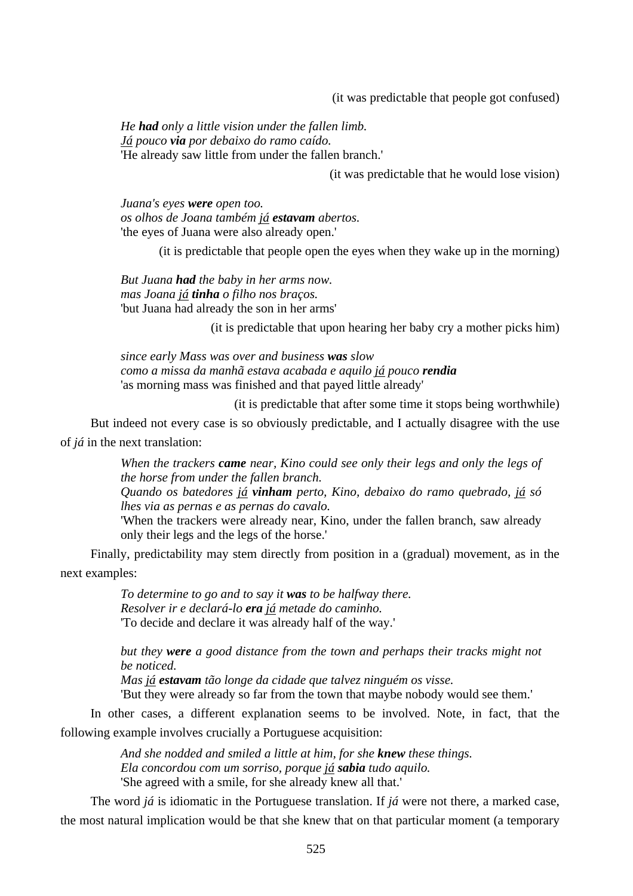(it was predictable that people got confused)

> *He **had** only a little vision under the fallen limb.*
> *<u>Já</u> pouco **via** por debaixo do ramo caído.*
> 'He already saw little from under the fallen branch.'

(it was predictable that he would lose vision)

> *Juana's eyes **were** open too.*
> *os olhos de Joana também <u>já</u> **estavam** abertos.*
> 'the eyes of Juana were also already open.'

(it is predictable that people open the eyes when they wake up in the morning)

> *But Juana **had** the baby in her arms now.*
> *mas Joana <u>já</u> **tinha** o filho nos braços.*
> 'but Juana had already the son in her arms'

(it is predictable that upon hearing her baby cry a mother picks him)

> *since early Mass was over and business **was** slow*
> *como a missa da manhã estava acabada e aquilo <u>já</u> pouco **rendia***
> 'as morning mass was finished and that payed little already'

(it is predictable that after some time it stops being worthwhile)

But indeed not every case is so obviously predictable, and I actually disagree with the use of *já* in the next translation:

> *When the trackers **came** near, Kino could see only their legs and only the legs of the horse from under the fallen branch.*
> *Quando os batedores <u>já</u> **vinham** perto, Kino, debaixo do ramo quebrado, <u>já</u> só lhes via as pernas e as pernas do cavalo.*
> 'When the trackers were already near, Kino, under the fallen branch, saw already only their legs and the legs of the horse.'

Finally, predictability may stem directly from position in a (gradual) movement, as in the next examples:

> *To determine to go and to say it **was** to be halfway there.*
> *Resolver ir e declará-lo **era** <u>já</u> metade do caminho.*
> 'To decide and declare it was already half of the way.'

> *but they **were** a good distance from the town and perhaps their tracks might not be noticed.*
> *Mas <u>já</u> **estavam** tão longe da cidade que talvez ninguém os visse.*
> 'But they were already so far from the town that maybe nobody would see them.'

In other cases, a different explanation seems to be involved. Note, in fact, that the following example involves crucially a Portuguese acquisition:

> *And she nodded and smiled a little at him, for she **knew** these things.*
> *Ela concordou com um sorriso, porque <u>já</u> **sabia** tudo aquilo.*
> 'She agreed with a smile, for she already knew all that.'

The word *já* is idiomatic in the Portuguese translation. If *já* were not there, a marked case, the most natural implication would be that she knew that on that particular moment (a temporary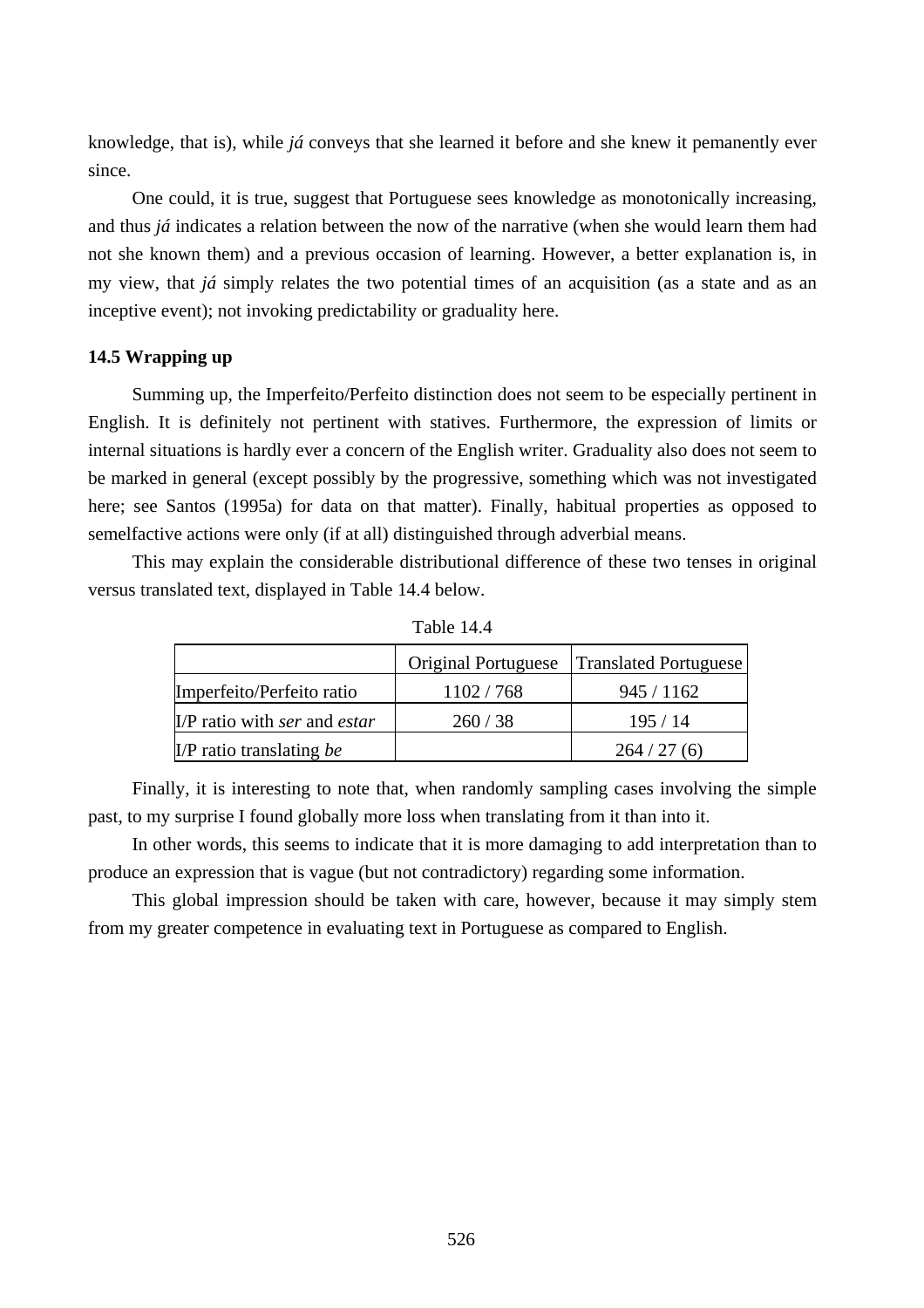knowledge, that is), while *já* conveys that she learned it before and she knew it pemanently ever since.

One could, it is true, suggest that Portuguese sees knowledge as monotonically increasing, and thus *já* indicates a relation between the now of the narrative (when she would learn them had not she known them) and a previous occasion of learning. However, a better explanation is, in my view, that *já* simply relates the two potential times of an acquisition (as a state and as an inceptive event); not invoking predictability or graduality here.

### 14.5 Wrapping up

Summing up, the Imperfeito/Perfeito distinction does not seem to be especially pertinent in English. It is definitely not pertinent with statives. Furthermore, the expression of limits or internal situations is hardly ever a concern of the English writer. Graduality also does not seem to be marked in general (except possibly by the progressive, something which was not investigated here; see Santos (1995a) for data on that matter). Finally, habitual properties as opposed to semelfactive actions were only (if at all) distinguished through adverbial means.

This may explain the considerable distributional difference of these two tenses in original versus translated text, displayed in Table 14.4 below.

Table 14.4

| | Original Portuguese | Translated Portuguese |
|---|---|---|
| Imperfeito/Perfeito ratio | 1102 / 768 | 945 / 1162 |
| I/P ratio with *ser* and *estar* | 260 / 38 | 195 / 14 |
| I/P ratio translating *be* | | 264 / 27 (6) |

Finally, it is interesting to note that, when randomly sampling cases involving the simple past, to my surprise I found globally more loss when translating from it than into it.

In other words, this seems to indicate that it is more damaging to add interpretation than to produce an expression that is vague (but not contradictory) regarding some information.

This global impression should be taken with care, however, because it may simply stem from my greater competence in evaluating text in Portuguese as compared to English.